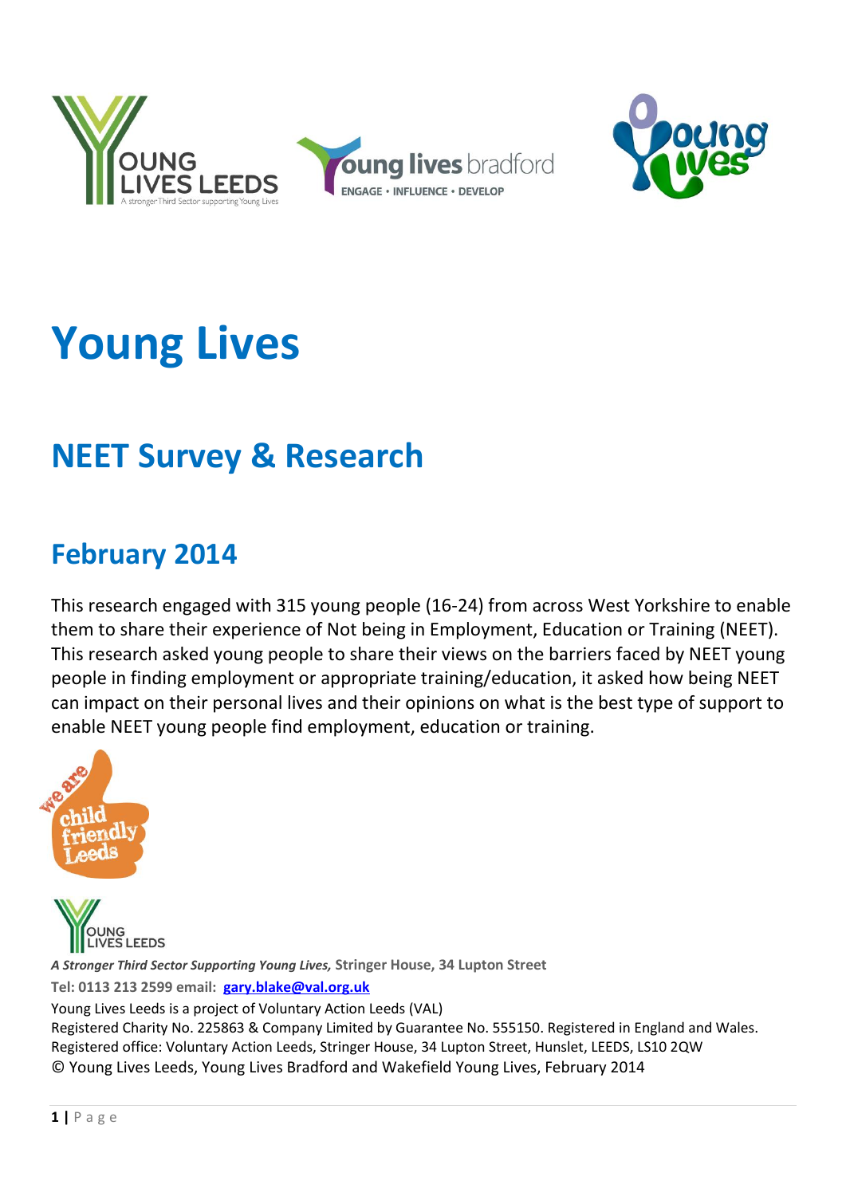# Young Lives

## NEET Survey & Research

## February 2014

This research engaged with 315 young people (16-24) from across West Yorkshire to enable them to share their experience of Not being in Employment, Education or Training (NEET). This research asked young people to share their views on the barriers faced by NEET young people in finding employment or appropriate training/education, it asked how being NEET can impact on their personal lives and their opinions on what is the best type of support to enable NEET young people find employment, education or training.

***A Stronger Third Sector Supporting Young Lives,*** **Stringer House, 34 Lupton Street**

**Tel: 0113 213 2599 email: gary.blake@val.org.uk**

Young Lives Leeds is a project of Voluntary Action Leeds (VAL)
Registered Charity No. 225863 & Company Limited by Guarantee No. 555150. Registered in England and Wales.
Registered office: Voluntary Action Leeds, Stringer House, 34 Lupton Street, Hunslet, LEEDS, LS10 2QW
© Young Lives Leeds, Young Lives Bradford and Wakefield Young Lives, February 2014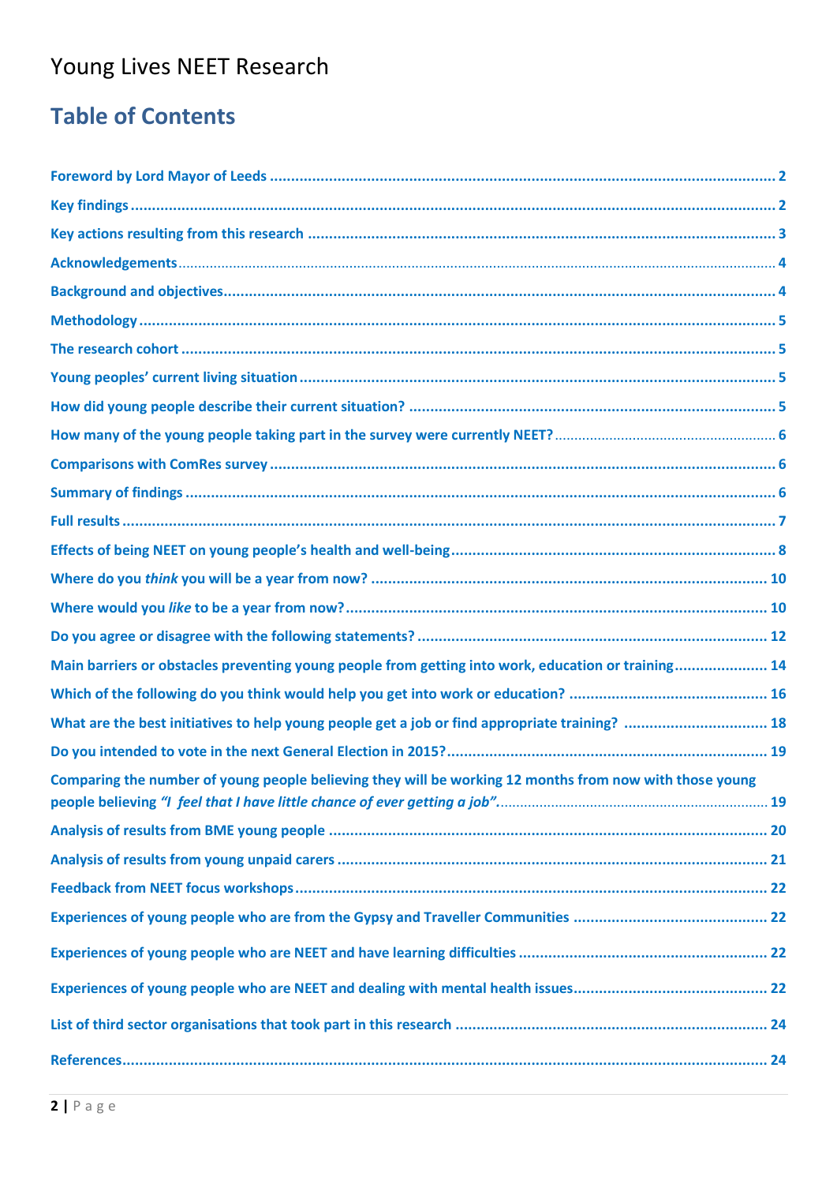# Young Lives NEET Research

## Table of Contents

Foreword by Lord Mayor of Leeds ... 2

Key findings ... 2

Key actions resulting from this research ... 3

Acknowledgements ... 4

Background and objectives ... 4

Methodology ... 5

The research cohort ... 5

Young peoples' current living situation ... 5

How did young people describe their current situation? ... 5

How many of the young people taking part in the survey were currently NEET? ... 6

Comparisons with ComRes survey ... 6

Summary of findings ... 6

Full results ... 7

Effects of being NEET on young people's health and well-being ... 8

Where do you *think* you will be a year from now? ... 10

Where would you *like* to be a year from now? ... 10

Do you agree or disagree with the following statements? ... 12

Main barriers or obstacles preventing young people from getting into work, education or training ... 14

Which of the following do you think would help you get into work or education? ... 16

What are the best initiatives to help young people get a job or find appropriate training? ... 18

Do you intended to vote in the next General Election in 2015? ... 19

Comparing the number of young people believing they will be working 12 months from now with those young people believing *"I feel that I have little chance of ever getting a job"*. ... 19

Analysis of results from BME young people ... 20

Analysis of results from young unpaid carers ... 21

Feedback from NEET focus workshops ... 22

Experiences of young people who are from the Gypsy and Traveller Communities ... 22

Experiences of young people who are NEET and have learning difficulties ... 22

Experiences of young people who are NEET and dealing with mental health issues ... 22

List of third sector organisations that took part in this research ... 24

References ... 24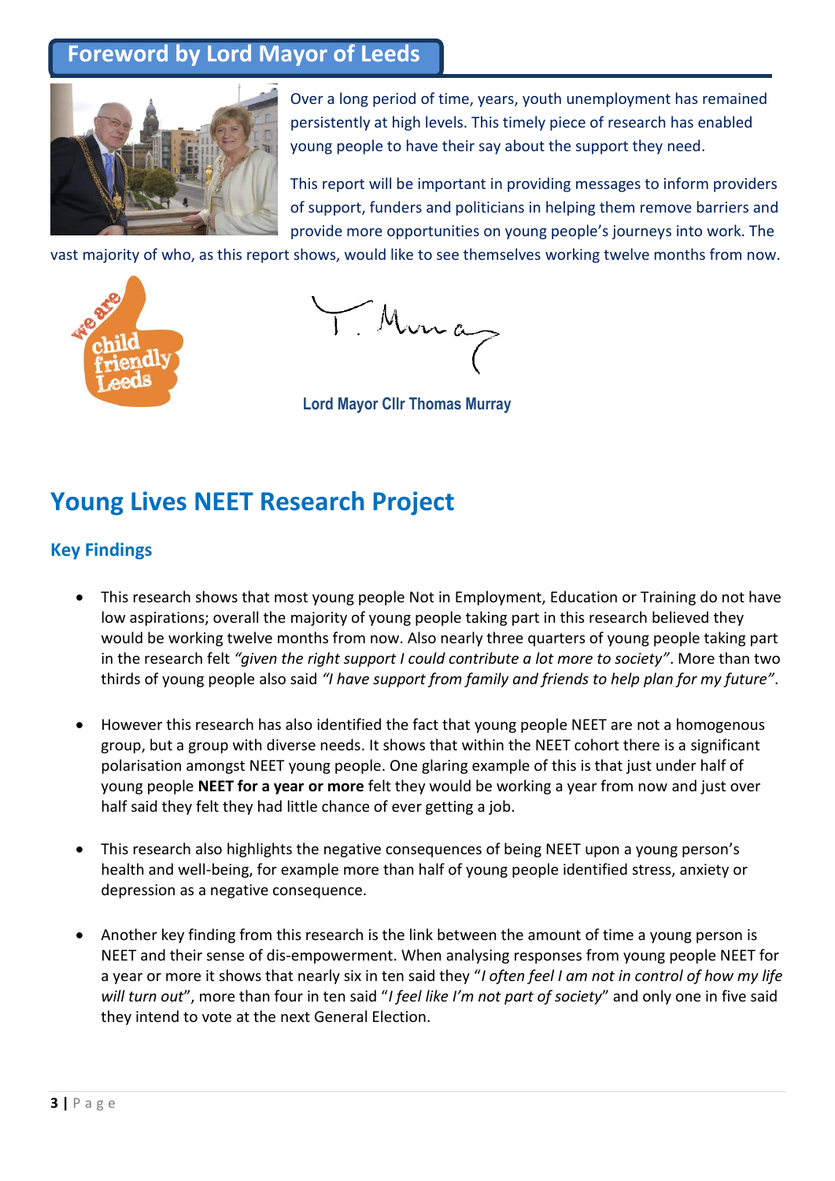## Foreword by Lord Mayor of Leeds

Over a long period of time, years, youth unemployment has remained persistently at high levels. This timely piece of research has enabled young people to have their say about the support they need.

This report will be important in providing messages to inform providers of support, funders and politicians in helping them remove barriers and provide more opportunities on young people's journeys into work. The vast majority of who, as this report shows, would like to see themselves working twelve months from now.

**Lord Mayor Cllr Thomas Murray**

# Young Lives NEET Research Project

## Key Findings

- This research shows that most young people Not in Employment, Education or Training do not have low aspirations; overall the majority of young people taking part in this research believed they would be working twelve months from now. Also nearly three quarters of young people taking part in the research felt *"given the right support I could contribute a lot more to society"*. More than two thirds of young people also said *"I have support from family and friends to help plan for my future"*.

- However this research has also identified the fact that young people NEET are not a homogenous group, but a group with diverse needs. It shows that within the NEET cohort there is a significant polarisation amongst NEET young people. One glaring example of this is that just under half of young people **NEET for a year or more** felt they would be working a year from now and just over half said they felt they had little chance of ever getting a job.

- This research also highlights the negative consequences of being NEET upon a young person's health and well-being, for example more than half of young people identified stress, anxiety or depression as a negative consequence.

- Another key finding from this research is the link between the amount of time a young person is NEET and their sense of dis-empowerment. When analysing responses from young people NEET for a year or more it shows that nearly six in ten said they "*I often feel I am not in control of how my life will turn out*", more than four in ten said "*I feel like I'm not part of society*" and only one in five said they intend to vote at the next General Election.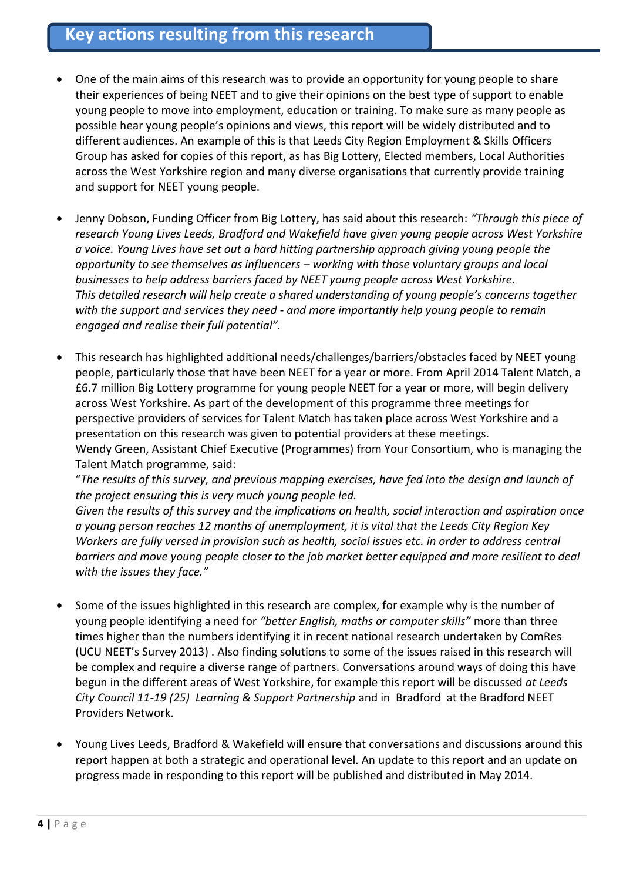## Key actions resulting from this research

- One of the main aims of this research was to provide an opportunity for young people to share their experiences of being NEET and to give their opinions on the best type of support to enable young people to move into employment, education or training. To make sure as many people as possible hear young people's opinions and views, this report will be widely distributed and to different audiences. An example of this is that Leeds City Region Employment & Skills Officers Group has asked for copies of this report, as has Big Lottery, Elected members, Local Authorities across the West Yorkshire region and many diverse organisations that currently provide training and support for NEET young people.

- Jenny Dobson, Funding Officer from Big Lottery, has said about this research: *"Through this piece of research Young Lives Leeds, Bradford and Wakefield have given young people across West Yorkshire a voice. Young Lives have set out a hard hitting partnership approach giving young people the opportunity to see themselves as influencers – working with those voluntary groups and local businesses to help address barriers faced by NEET young people across West Yorkshire. This detailed research will help create a shared understanding of young people's concerns together with the support and services they need - and more importantly help young people to remain engaged and realise their full potential".*

- This research has highlighted additional needs/challenges/barriers/obstacles faced by NEET young people, particularly those that have been NEET for a year or more. From April 2014 Talent Match, a £6.7 million Big Lottery programme for young people NEET for a year or more, will begin delivery across West Yorkshire. As part of the development of this programme three meetings for perspective providers of services for Talent Match has taken place across West Yorkshire and a presentation on this research was given to potential providers at these meetings.
  Wendy Green, Assistant Chief Executive (Programmes) from Your Consortium, who is managing the Talent Match programme, said:
  "*The results of this survey, and previous mapping exercises, have fed into the design and launch of the project ensuring this is very much young people led.*
  *Given the results of this survey and the implications on health, social interaction and aspiration once a young person reaches 12 months of unemployment, it is vital that the Leeds City Region Key Workers are fully versed in provision such as health, social issues etc. in order to address central barriers and move young people closer to the job market better equipped and more resilient to deal with the issues they face."*

- Some of the issues highlighted in this research are complex, for example why is the number of young people identifying a need for *"better English, maths or computer skills"* more than three times higher than the numbers identifying it in recent national research undertaken by ComRes (UCU NEET's Survey 2013) . Also finding solutions to some of the issues raised in this research will be complex and require a diverse range of partners. Conversations around ways of doing this have begun in the different areas of West Yorkshire, for example this report will be discussed *at Leeds City Council 11-19 (25) Learning & Support Partnership* and in Bradford at the Bradford NEET Providers Network.

- Young Lives Leeds, Bradford & Wakefield will ensure that conversations and discussions around this report happen at both a strategic and operational level. An update to this report and an update on progress made in responding to this report will be published and distributed in May 2014.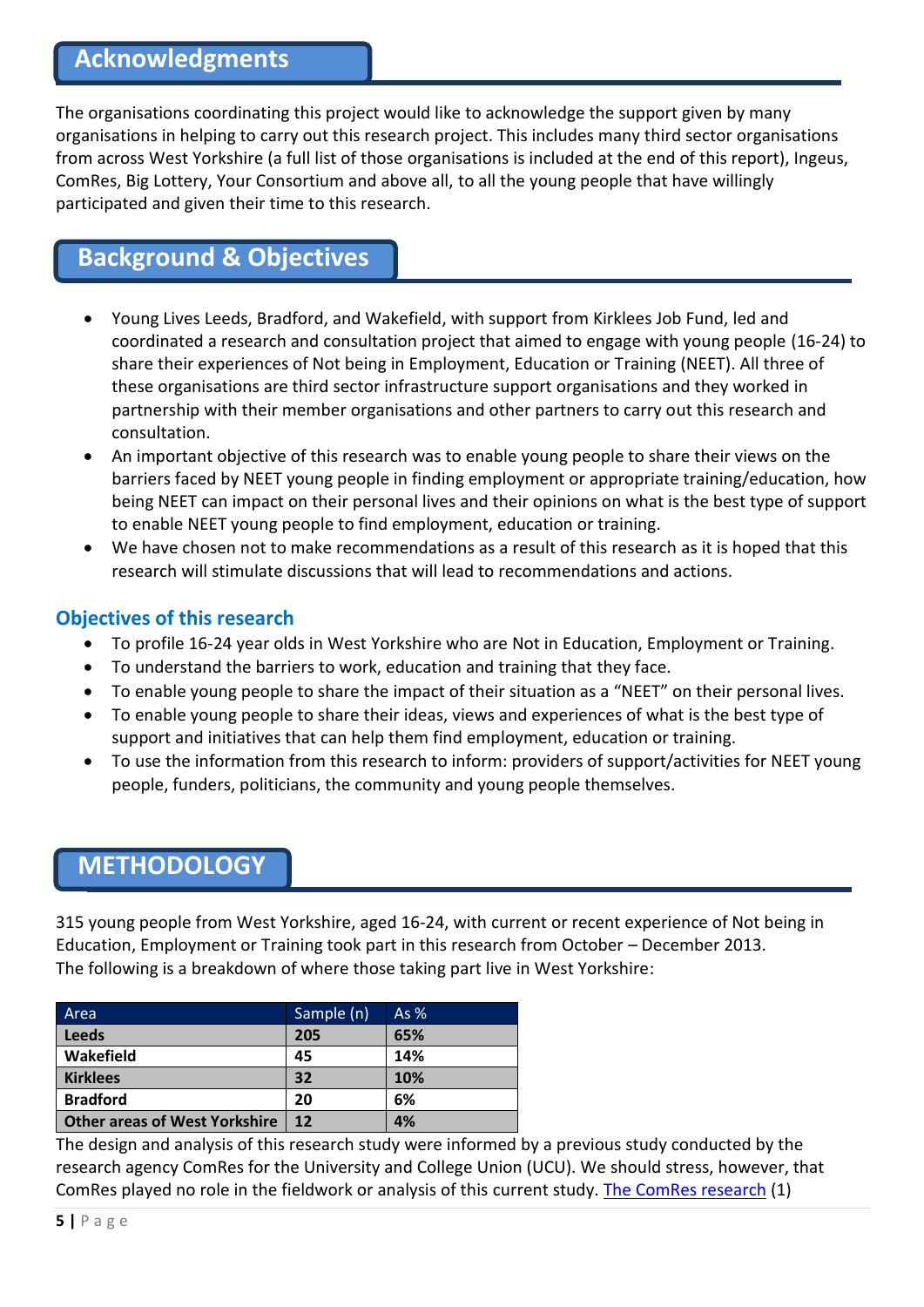## Acknowledgments

The organisations coordinating this project would like to acknowledge the support given by many organisations in helping to carry out this research project. This includes many third sector organisations from across West Yorkshire (a full list of those organisations is included at the end of this report), Ingeus, ComRes, Big Lottery, Your Consortium and above all, to all the young people that have willingly participated and given their time to this research.

## Background & Objectives

- Young Lives Leeds, Bradford, and Wakefield, with support from Kirklees Job Fund, led and coordinated a research and consultation project that aimed to engage with young people (16-24) to share their experiences of Not being in Employment, Education or Training (NEET). All three of these organisations are third sector infrastructure support organisations and they worked in partnership with their member organisations and other partners to carry out this research and consultation.
- An important objective of this research was to enable young people to share their views on the barriers faced by NEET young people in finding employment or appropriate training/education, how being NEET can impact on their personal lives and their opinions on what is the best type of support to enable NEET young people to find employment, education or training.
- We have chosen not to make recommendations as a result of this research as it is hoped that this research will stimulate discussions that will lead to recommendations and actions.

### Objectives of this research

- To profile 16-24 year olds in West Yorkshire who are Not in Education, Employment or Training.
- To understand the barriers to work, education and training that they face.
- To enable young people to share the impact of their situation as a "NEET" on their personal lives.
- To enable young people to share their ideas, views and experiences of what is the best type of support and initiatives that can help them find employment, education or training.
- To use the information from this research to inform: providers of support/activities for NEET young people, funders, politicians, the community and young people themselves.

## METHODOLOGY

315 young people from West Yorkshire, aged 16-24, with current or recent experience of Not being in Education, Employment or Training took part in this research from October – December 2013.
The following is a breakdown of where those taking part live in West Yorkshire:

| Area | Sample (n) | As % |
|---|---|---|
| **Leeds** | **205** | **65%** |
| **Wakefield** | **45** | **14%** |
| **Kirklees** | **32** | **10%** |
| **Bradford** | **20** | **6%** |
| **Other areas of West Yorkshire** | **12** | **4%** |

The design and analysis of this research study were informed by a previous study conducted by the research agency ComRes for the University and College Union (UCU). We should stress, however, that ComRes played no role in the fieldwork or analysis of this current study. The ComRes research (1)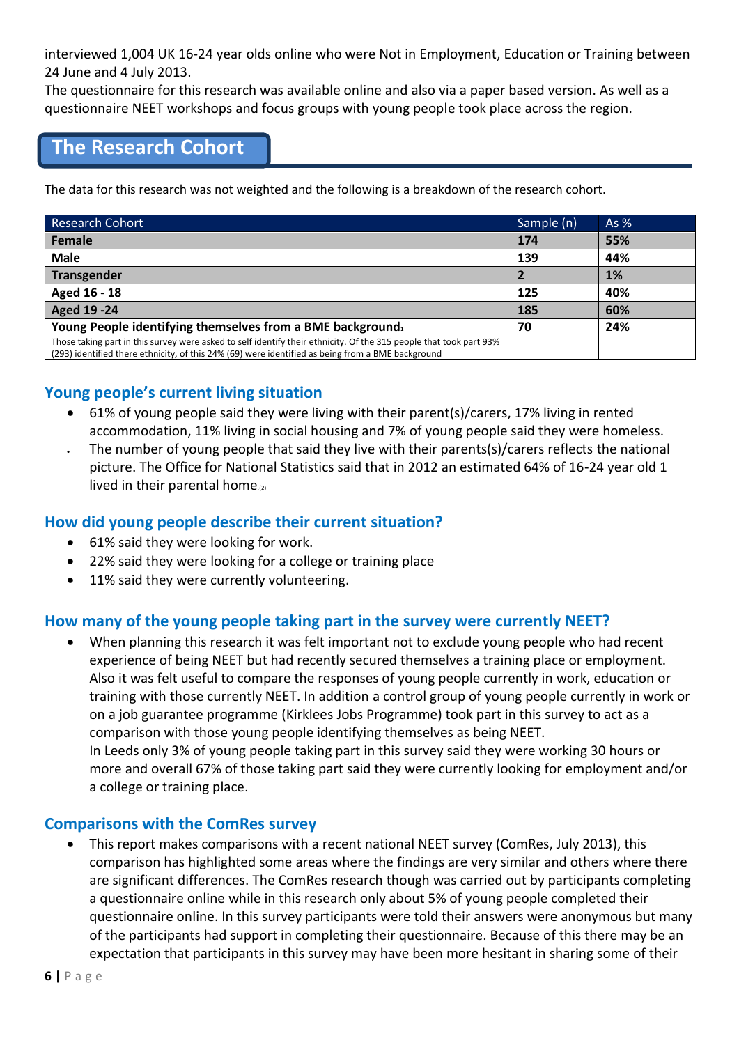interviewed 1,004 UK 16-24 year olds online who were Not in Employment, Education or Training between 24 June and 4 July 2013.
The questionnaire for this research was available online and also via a paper based version. As well as a questionnaire NEET workshops and focus groups with young people took place across the region.

## The Research Cohort

The data for this research was not weighted and the following is a breakdown of the research cohort.

| Research Cohort | Sample (n) | As % |
|---|---|---|
| **Female** | **174** | **55%** |
| **Male** | **139** | **44%** |
| **Transgender** | **2** | **1%** |
| **Aged 16 - 18** | **125** | **40%** |
| **Aged 19 -24** | **185** | **60%** |
| **Young People identifying themselves from a BME background**[1] Those taking part in this survey were asked to self identify their ethnicity. Of the 315 people that took part 93% (293) identified there ethnicity, of this 24% (69) were identified as being from a BME background | **70** | **24%** |

### Young people's current living situation

- 61% of young people said they were living with their parent(s)/carers, 17% living in rented accommodation, 11% living in social housing and 7% of young people said they were homeless.
- The number of young people that said they live with their parents(s)/carers reflects the national picture. The Office for National Statistics said that in 2012 an estimated 64% of 16-24 year old 1 lived in their parental home[(2)]

### How did young people describe their current situation?

- 61% said they were looking for work.
- 22% said they were looking for a college or training place
- 11% said they were currently volunteering.

### How many of the young people taking part in the survey were currently NEET?

- When planning this research it was felt important not to exclude young people who had recent experience of being NEET but had recently secured themselves a training place or employment. Also it was felt useful to compare the responses of young people currently in work, education or training with those currently NEET. In addition a control group of young people currently in work or on a job guarantee programme (Kirklees Jobs Programme) took part in this survey to act as a comparison with those young people identifying themselves as being NEET.
  In Leeds only 3% of young people taking part in this survey said they were working 30 hours or more and overall 67% of those taking part said they were currently looking for employment and/or a college or training place.

### Comparisons with the ComRes survey

- This report makes comparisons with a recent national NEET survey (ComRes, July 2013), this comparison has highlighted some areas where the findings are very similar and others where there are significant differences. The ComRes research though was carried out by participants completing a questionnaire online while in this research only about 5% of young people completed their questionnaire online. In this survey participants were told their answers were anonymous but many of the participants had support in completing their questionnaire. Because of this there may be an expectation that participants in this survey may have been more hesitant in sharing some of their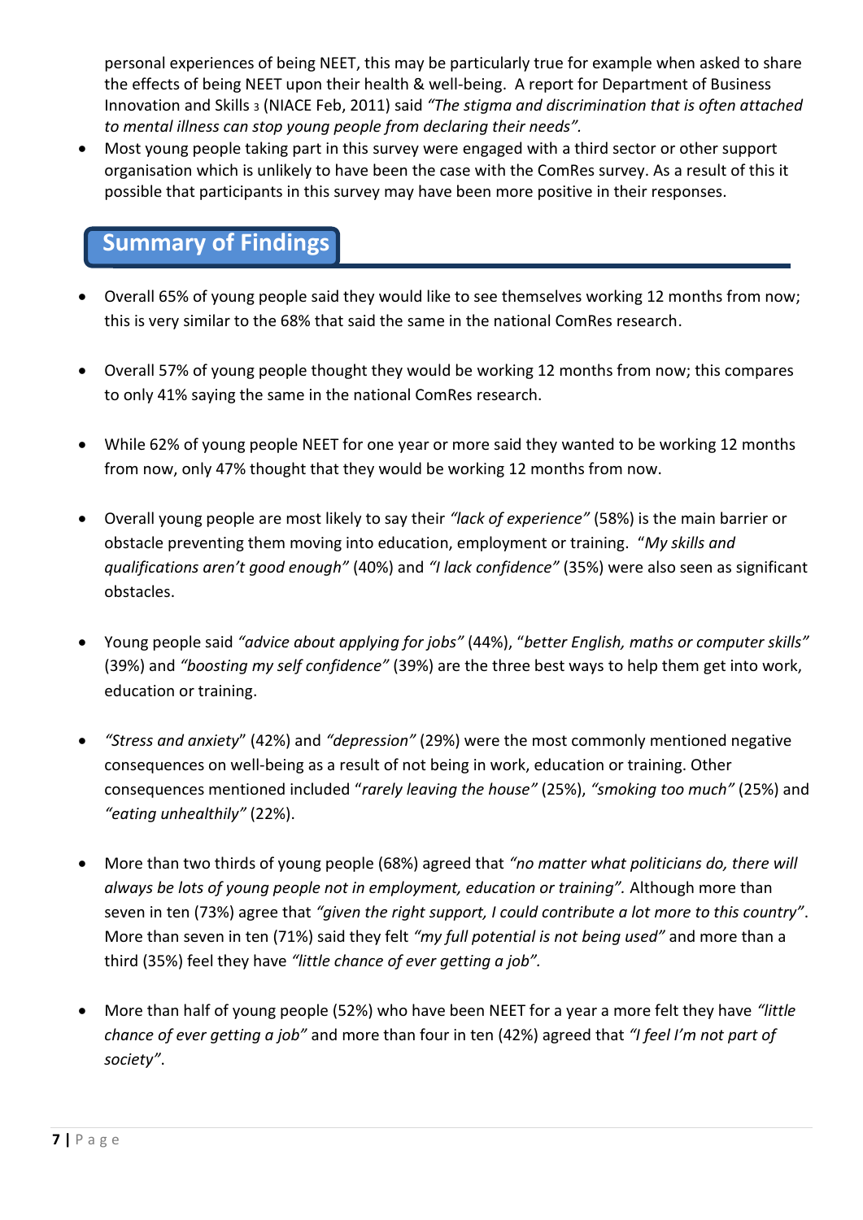personal experiences of being NEET, this may be particularly true for example when asked to share the effects of being NEET upon their health & well-being. A report for Department of Business Innovation and Skills [3] (NIACE Feb, 2011) said *"The stigma and discrimination that is often attached to mental illness can stop young people from declaring their needs".*

- Most young people taking part in this survey were engaged with a third sector or other support organisation which is unlikely to have been the case with the ComRes survey. As a result of this it possible that participants in this survey may have been more positive in their responses.

## Summary of Findings

- Overall 65% of young people said they would like to see themselves working 12 months from now; this is very similar to the 68% that said the same in the national ComRes research.

- Overall 57% of young people thought they would be working 12 months from now; this compares to only 41% saying the same in the national ComRes research.

- While 62% of young people NEET for one year or more said they wanted to be working 12 months from now, only 47% thought that they would be working 12 months from now.

- Overall young people are most likely to say their *"lack of experience"* (58%) is the main barrier or obstacle preventing them moving into education, employment or training. "*My skills and qualifications aren't good enough"* (40%) and *"I lack confidence"* (35%) were also seen as significant obstacles.

- Young people said *"advice about applying for jobs"* (44%), "*better English, maths or computer skills"* (39%) and *"boosting my self confidence"* (39%) are the three best ways to help them get into work, education or training.

- *"Stress and anxiety*" (42%) and *"depression"* (29%) were the most commonly mentioned negative consequences on well-being as a result of not being in work, education or training. Other consequences mentioned included "*rarely leaving the house"* (25%), *"smoking too much"* (25%) and *"eating unhealthily"* (22%).

- More than two thirds of young people (68%) agreed that *"no matter what politicians do, there will always be lots of young people not in employment, education or training"*. Although more than seven in ten (73%) agree that *"given the right support, I could contribute a lot more to this country"*. More than seven in ten (71%) said they felt *"my full potential is not being used"* and more than a third (35%) feel they have *"little chance of ever getting a job".*

- More than half of young people (52%) who have been NEET for a year a more felt they have *"little chance of ever getting a job"* and more than four in ten (42%) agreed that *"I feel I'm not part of society"*.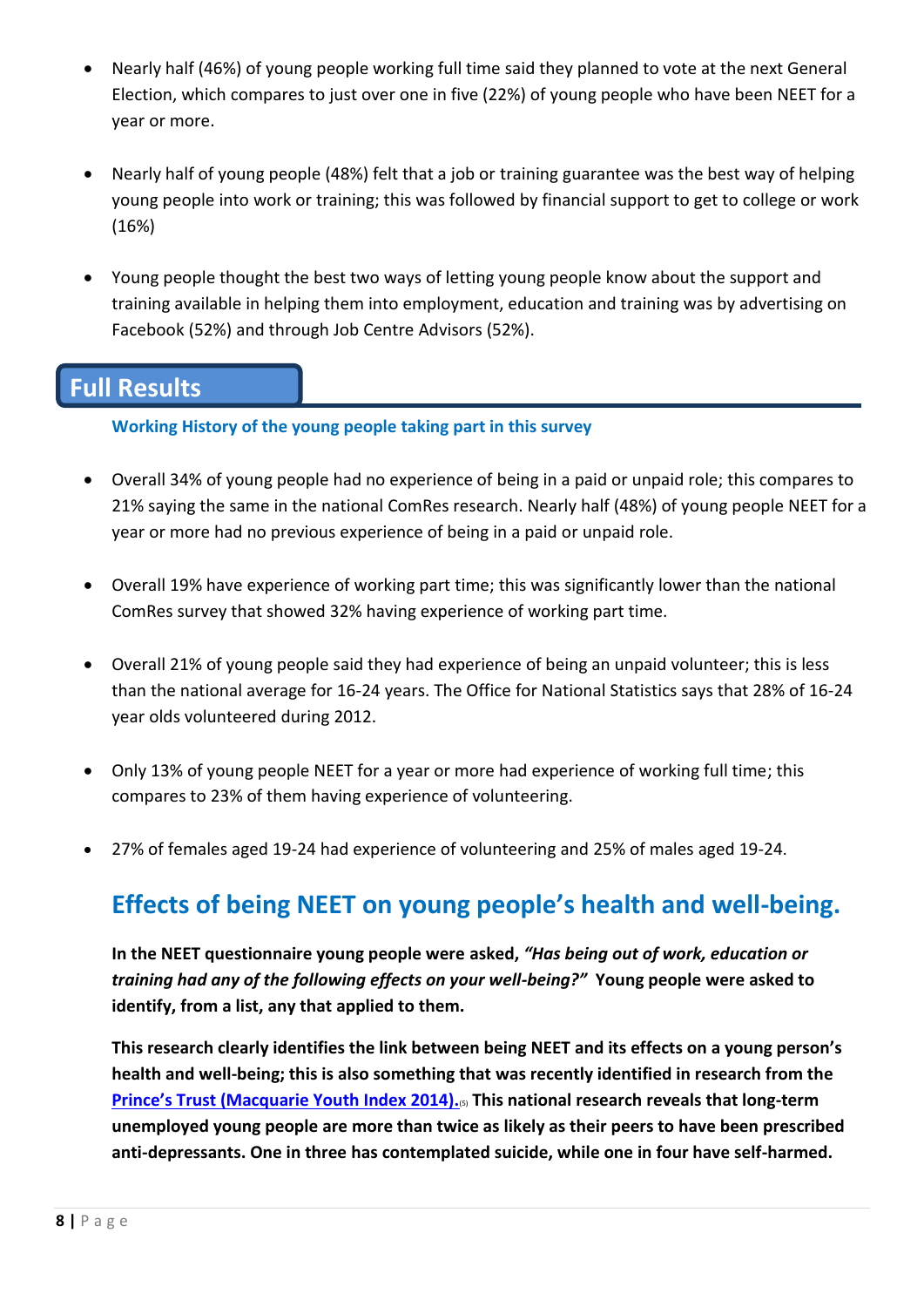- Nearly half (46%) of young people working full time said they planned to vote at the next General Election, which compares to just over one in five (22%) of young people who have been NEET for a year or more.

- Nearly half of young people (48%) felt that a job or training guarantee was the best way of helping young people into work or training; this was followed by financial support to get to college or work (16%)

- Young people thought the best two ways of letting young people know about the support and training available in helping them into employment, education and training was by advertising on Facebook (52%) and through Job Centre Advisors (52%).

## Full Results

### Working History of the young people taking part in this survey

- Overall 34% of young people had no experience of being in a paid or unpaid role; this compares to 21% saying the same in the national ComRes research. Nearly half (48%) of young people NEET for a year or more had no previous experience of being in a paid or unpaid role.

- Overall 19% have experience of working part time; this was significantly lower than the national ComRes survey that showed 32% having experience of working part time.

- Overall 21% of young people said they had experience of being an unpaid volunteer; this is less than the national average for 16-24 years. The Office for National Statistics says that 28% of 16-24 year olds volunteered during 2012.

- Only 13% of young people NEET for a year or more had experience of working full time; this compares to 23% of them having experience of volunteering.

- 27% of females aged 19-24 had experience of volunteering and 25% of males aged 19-24.

## Effects of being NEET on young people's health and well-being.

**In the NEET questionnaire young people were asked, *"Has being out of work, education or training had any of the following effects on your well-being?"* Young people were asked to identify, from a list, any that applied to them.**

**This research clearly identifies the link between being NEET and its effects on a young person's health and well-being; this is also something that was recently identified in research from the Prince's Trust (Macquarie Youth Index 2014).[5] This national research reveals that long-term unemployed young people are more than twice as likely as their peers to have been prescribed anti-depressants. One in three has contemplated suicide, while one in four have self-harmed.**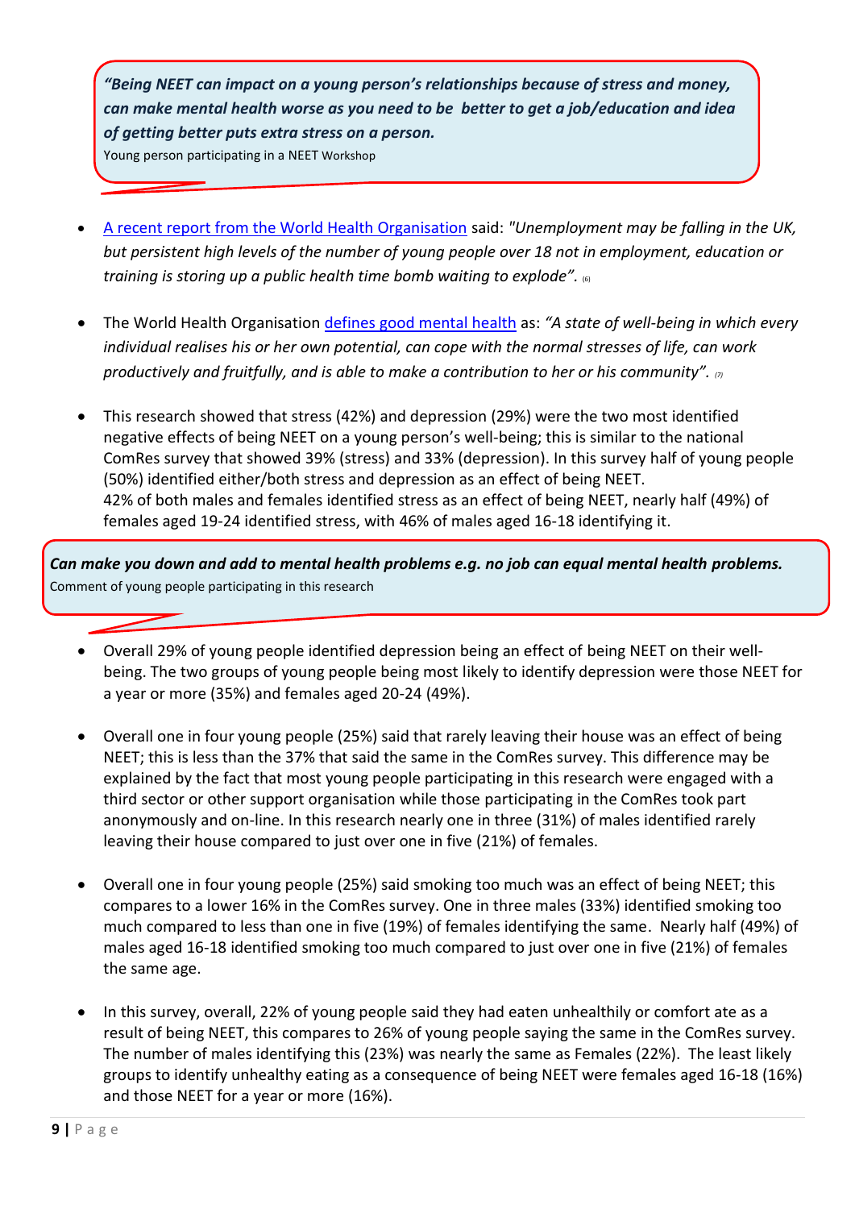> ***"Being NEET can impact on a young person's relationships because of stress and money, can make mental health worse as you need to be better to get a job/education and idea of getting better puts extra stress on a person.***
> Young person participating in a NEET Workshop

- A recent report from the World Health Organisation said: *"Unemployment may be falling in the UK, but persistent high levels of the number of young people over 18 not in employment, education or training is storing up a public health time bomb waiting to explode".* (6)

- The World Health Organisation defines good mental health as: *"A state of well-being in which every individual realises his or her own potential, can cope with the normal stresses of life, can work productively and fruitfully, and is able to make a contribution to her or his community".* (7)

- This research showed that stress (42%) and depression (29%) were the two most identified negative effects of being NEET on a young person's well-being; this is similar to the national ComRes survey that showed 39% (stress) and 33% (depression). In this survey half of young people (50%) identified either/both stress and depression as an effect of being NEET.
  42% of both males and females identified stress as an effect of being NEET, nearly half (49%) of females aged 19-24 identified stress, with 46% of males aged 16-18 identifying it.

> ***Can make you down and add to mental health problems e.g. no job can equal mental health problems.***
> Comment of young people participating in this research

- Overall 29% of young people identified depression being an effect of being NEET on their well-being. The two groups of young people being most likely to identify depression were those NEET for a year or more (35%) and females aged 20-24 (49%).

- Overall one in four young people (25%) said that rarely leaving their house was an effect of being NEET; this is less than the 37% that said the same in the ComRes survey. This difference may be explained by the fact that most young people participating in this research were engaged with a third sector or other support organisation while those participating in the ComRes took part anonymously and on-line. In this research nearly one in three (31%) of males identified rarely leaving their house compared to just over one in five (21%) of females.

- Overall one in four young people (25%) said smoking too much was an effect of being NEET; this compares to a lower 16% in the ComRes survey. One in three males (33%) identified smoking too much compared to less than one in five (19%) of females identifying the same. Nearly half (49%) of males aged 16-18 identified smoking too much compared to just over one in five (21%) of females the same age.

- In this survey, overall, 22% of young people said they had eaten unhealthily or comfort ate as a result of being NEET, this compares to 26% of young people saying the same in the ComRes survey. The number of males identifying this (23%) was nearly the same as Females (22%). The least likely groups to identify unhealthy eating as a consequence of being NEET were females aged 16-18 (16%) and those NEET for a year or more (16%).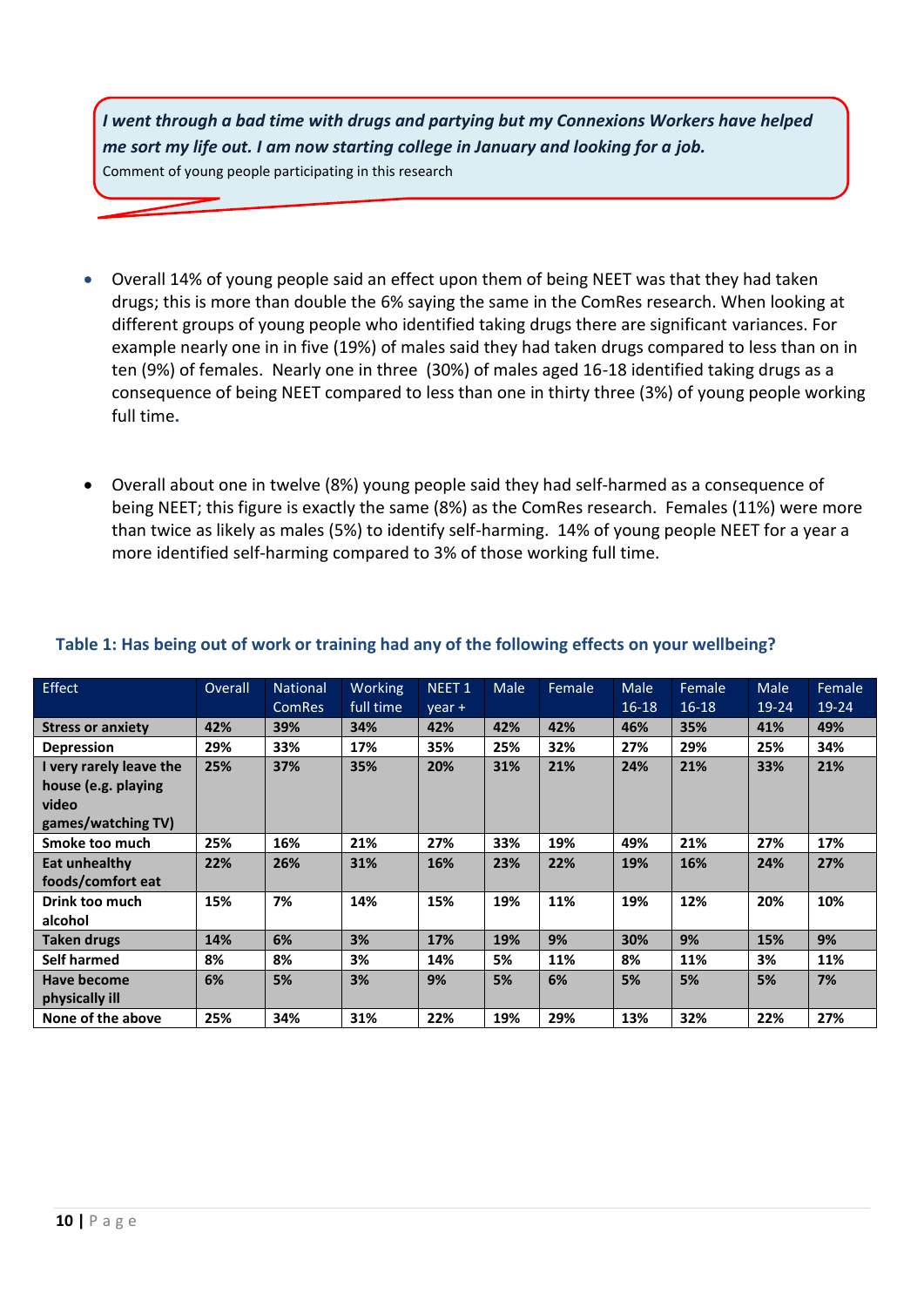*I went through a bad time with drugs and partying but my Connexions Workers have helped me sort my life out. I am now starting college in January and looking for a job.*
Comment of young people participating in this research

- Overall 14% of young people said an effect upon them of being NEET was that they had taken drugs; this is more than double the 6% saying the same in the ComRes research. When looking at different groups of young people who identified taking drugs there are significant variances. For example nearly one in in five (19%) of males said they had taken drugs compared to less than on in ten (9%) of females. Nearly one in three (30%) of males aged 16-18 identified taking drugs as a consequence of being NEET compared to less than one in thirty three (3%) of young people working full time.

- Overall about one in twelve (8%) young people said they had self-harmed as a consequence of being NEET; this figure is exactly the same (8%) as the ComRes research. Females (11%) were more than twice as likely as males (5%) to identify self-harming. 14% of young people NEET for a year a more identified self-harming compared to 3% of those working full time.

### Table 1: Has being out of work or training had any of the following effects on your wellbeing?

| Effect | Overall | National ComRes | Working full time | NEET 1 year + | Male | Female | Male 16-18 | Female 16-18 | Male 19-24 | Female 19-24 |
|---|---|---|---|---|---|---|---|---|---|---|
| **Stress or anxiety** | **42%** | **39%** | **34%** | **42%** | **42%** | **42%** | **46%** | **35%** | **41%** | **49%** |
| **Depression** | **29%** | **33%** | **17%** | **35%** | **25%** | **32%** | **27%** | **29%** | **25%** | **34%** |
| **I very rarely leave the house (e.g. playing video games/watching TV)** | **25%** | **37%** | **35%** | **20%** | **31%** | **21%** | **24%** | **21%** | **33%** | **21%** |
| **Smoke too much** | **25%** | **16%** | **21%** | **27%** | **33%** | **19%** | **49%** | **21%** | **27%** | **17%** |
| **Eat unhealthy foods/comfort eat** | **22%** | **26%** | **31%** | **16%** | **23%** | **22%** | **19%** | **16%** | **24%** | **27%** |
| **Drink too much alcohol** | **15%** | **7%** | **14%** | **15%** | **19%** | **11%** | **19%** | **12%** | **20%** | **10%** |
| **Taken drugs** | **14%** | **6%** | **3%** | **17%** | **19%** | **9%** | **30%** | **9%** | **15%** | **9%** |
| **Self harmed** | **8%** | **8%** | **3%** | **14%** | **5%** | **11%** | **8%** | **11%** | **3%** | **11%** |
| **Have become physically ill** | **6%** | **5%** | **3%** | **9%** | **5%** | **6%** | **5%** | **5%** | **5%** | **7%** |
| **None of the above** | **25%** | **34%** | **31%** | **22%** | **19%** | **29%** | **13%** | **32%** | **22%** | **27%** |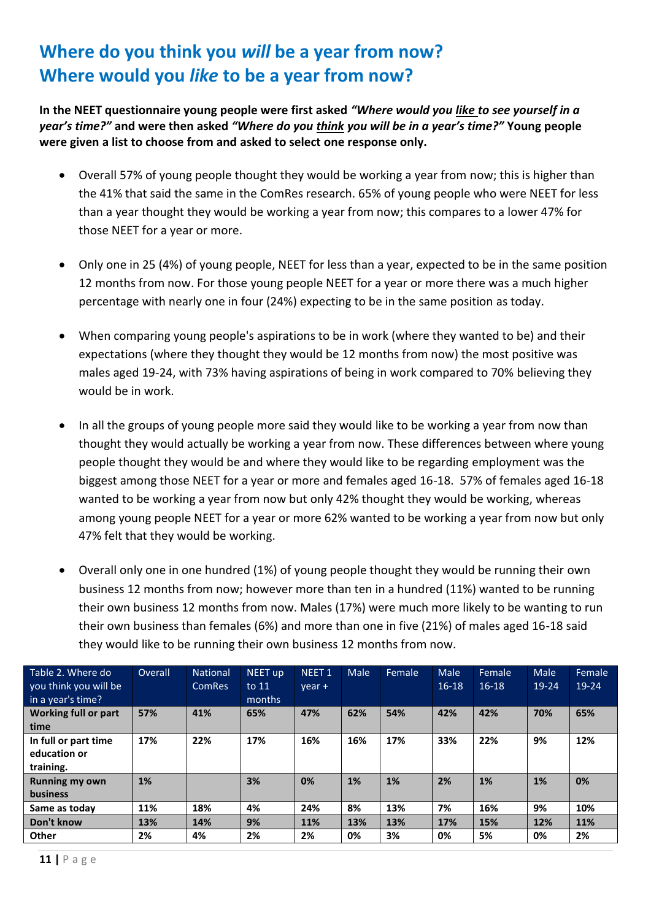## Where do you think you *will* be a year from now?
## Where would you *like* to be a year from now?

**In the NEET questionnaire young people were first asked *"Where would you like to see yourself in a year's time?"* and were then asked *"Where do you think you will be in a year's time?"* Young people were given a list to choose from and asked to select one response only.**

- Overall 57% of young people thought they would be working a year from now; this is higher than the 41% that said the same in the ComRes research. 65% of young people who were NEET for less than a year thought they would be working a year from now; this compares to a lower 47% for those NEET for a year or more.

- Only one in 25 (4%) of young people, NEET for less than a year, expected to be in the same position 12 months from now. For those young people NEET for a year or more there was a much higher percentage with nearly one in four (24%) expecting to be in the same position as today.

- When comparing young people's aspirations to be in work (where they wanted to be) and their expectations (where they thought they would be 12 months from now) the most positive was males aged 19-24, with 73% having aspirations of being in work compared to 70% believing they would be in work.

- In all the groups of young people more said they would like to be working a year from now than thought they would actually be working a year from now. These differences between where young people thought they would be and where they would like to be regarding employment was the biggest among those NEET for a year or more and females aged 16-18. 57% of females aged 16-18 wanted to be working a year from now but only 42% thought they would be working, whereas among young people NEET for a year or more 62% wanted to be working a year from now but only 47% felt that they would be working.

- Overall only one in one hundred (1%) of young people thought they would be running their own business 12 months from now; however more than ten in a hundred (11%) wanted to be running their own business 12 months from now. Males (17%) were much more likely to be wanting to run their own business than females (6%) and more than one in five (21%) of males aged 16-18 said they would like to be running their own business 12 months from now.

| Table 2. Where do you think you will be in a year's time? | Overall | National ComRes | NEET up to 11 months | NEET 1 year + | Male | Female | Male 16-18 | Female 16-18 | Male 19-24 | Female 19-24 |
|---|---|---|---|---|---|---|---|---|---|---|
| **Working full or part time** | **57%** | **41%** | **65%** | **47%** | **62%** | **54%** | **42%** | **42%** | **70%** | **65%** |
| **In full or part time education or training.** | **17%** | **22%** | **17%** | **16%** | **16%** | **17%** | **33%** | **22%** | **9%** | **12%** |
| **Running my own business** | **1%** | | **3%** | **0%** | **1%** | **1%** | **2%** | **1%** | **1%** | **0%** |
| **Same as today** | **11%** | **18%** | **4%** | **24%** | **8%** | **13%** | **7%** | **16%** | **9%** | **10%** |
| **Don't know** | **13%** | **14%** | **9%** | **11%** | **13%** | **13%** | **17%** | **15%** | **12%** | **11%** |
| **Other** | **2%** | **4%** | **2%** | **2%** | **0%** | **3%** | **0%** | **5%** | **0%** | **2%** |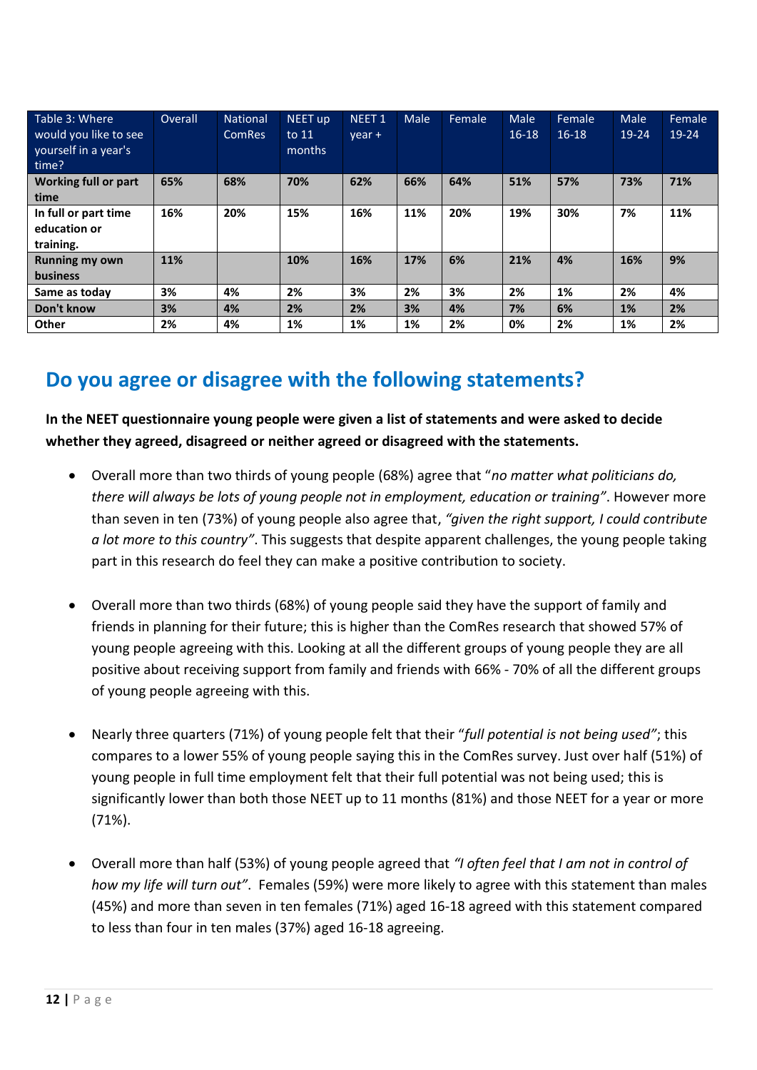| Table 3: Where would you like to see yourself in a year's time? | Overall | National ComRes | NEET up to 11 months | NEET 1 year + | Male | Female | Male 16-18 | Female 16-18 | Male 19-24 | Female 19-24 |
|---|---|---|---|---|---|---|---|---|---|---|
| **Working full or part time** | **65%** | **68%** | **70%** | **62%** | **66%** | **64%** | **51%** | **57%** | **73%** | **71%** |
| **In full or part time education or training.** | **16%** | **20%** | **15%** | **16%** | **11%** | **20%** | **19%** | **30%** | **7%** | **11%** |
| **Running my own business** | **11%** | | **10%** | **16%** | **17%** | **6%** | **21%** | **4%** | **16%** | **9%** |
| **Same as today** | **3%** | **4%** | **2%** | **3%** | **2%** | **3%** | **2%** | **1%** | **2%** | **4%** |
| **Don't know** | **3%** | **4%** | **2%** | **2%** | **3%** | **4%** | **7%** | **6%** | **1%** | **2%** |
| **Other** | **2%** | **4%** | **1%** | **1%** | **1%** | **2%** | **0%** | **2%** | **1%** | **2%** |

## Do you agree or disagree with the following statements?

**In the NEET questionnaire young people were given a list of statements and were asked to decide whether they agreed, disagreed or neither agreed or disagreed with the statements.**

- Overall more than two thirds of young people (68%) agree that "*no matter what politicians do, there will always be lots of young people not in employment, education or training"*. However more than seven in ten (73%) of young people also agree that, *"given the right support, I could contribute a lot more to this country"*. This suggests that despite apparent challenges, the young people taking part in this research do feel they can make a positive contribution to society.

- Overall more than two thirds (68%) of young people said they have the support of family and friends in planning for their future; this is higher than the ComRes research that showed 57% of young people agreeing with this. Looking at all the different groups of young people they are all positive about receiving support from family and friends with 66% - 70% of all the different groups of young people agreeing with this.

- Nearly three quarters (71%) of young people felt that their "*full potential is not being used"*; this compares to a lower 55% of young people saying this in the ComRes survey. Just over half (51%) of young people in full time employment felt that their full potential was not being used; this is significantly lower than both those NEET up to 11 months (81%) and those NEET for a year or more (71%).

- Overall more than half (53%) of young people agreed that *"I often feel that I am not in control of how my life will turn out"*. Females (59%) were more likely to agree with this statement than males (45%) and more than seven in ten females (71%) aged 16-18 agreed with this statement compared to less than four in ten males (37%) aged 16-18 agreeing.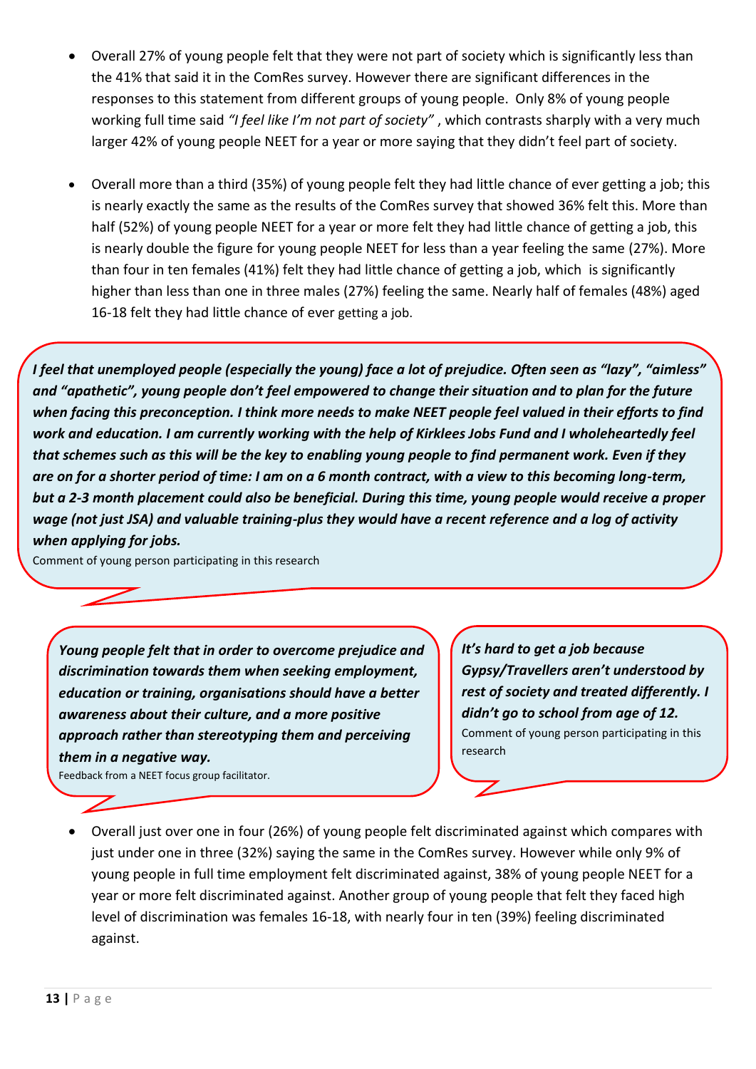- Overall 27% of young people felt that they were not part of society which is significantly less than the 41% that said it in the ComRes survey. However there are significant differences in the responses to this statement from different groups of young people. Only 8% of young people working full time said *"I feel like I'm not part of society"* , which contrasts sharply with a very much larger 42% of young people NEET for a year or more saying that they didn't feel part of society.

- Overall more than a third (35%) of young people felt they had little chance of ever getting a job; this is nearly exactly the same as the results of the ComRes survey that showed 36% felt this. More than half (52%) of young people NEET for a year or more felt they had little chance of getting a job, this is nearly double the figure for young people NEET for less than a year feeling the same (27%). More than four in ten females (41%) felt they had little chance of getting a job, which is significantly higher than less than one in three males (27%) feeling the same. Nearly half of females (48%) aged 16-18 felt they had little chance of ever getting a job.

> ***I feel that unemployed people (especially the young) face a lot of prejudice. Often seen as "lazy", "aimless" and "apathetic", young people don't feel empowered to change their situation and to plan for the future when facing this preconception. I think more needs to make NEET people feel valued in their efforts to find work and education. I am currently working with the help of Kirklees Jobs Fund and I wholeheartedly feel that schemes such as this will be the key to enabling young people to find permanent work. Even if they are on for a shorter period of time: I am on a 6 month contract, with a view to this becoming long-term, but a 2-3 month placement could also be beneficial. During this time, young people would receive a proper wage (not just JSA) and valuable training-plus they would have a recent reference and a log of activity when applying for jobs.***
>
> Comment of young person participating in this research

> ***Young people felt that in order to overcome prejudice and discrimination towards them when seeking employment, education or training, organisations should have a better awareness about their culture, and a more positive approach rather than stereotyping them and perceiving them in a negative way.***
>
> Feedback from a NEET focus group facilitator.

> ***It's hard to get a job because Gypsy/Travellers aren't understood by rest of society and treated differently. I didn't go to school from age of 12.***
>
> Comment of young person participating in this research

- Overall just over one in four (26%) of young people felt discriminated against which compares with just under one in three (32%) saying the same in the ComRes survey. However while only 9% of young people in full time employment felt discriminated against, 38% of young people NEET for a year or more felt discriminated against. Another group of young people that felt they faced high level of discrimination was females 16-18, with nearly four in ten (39%) feeling discriminated against.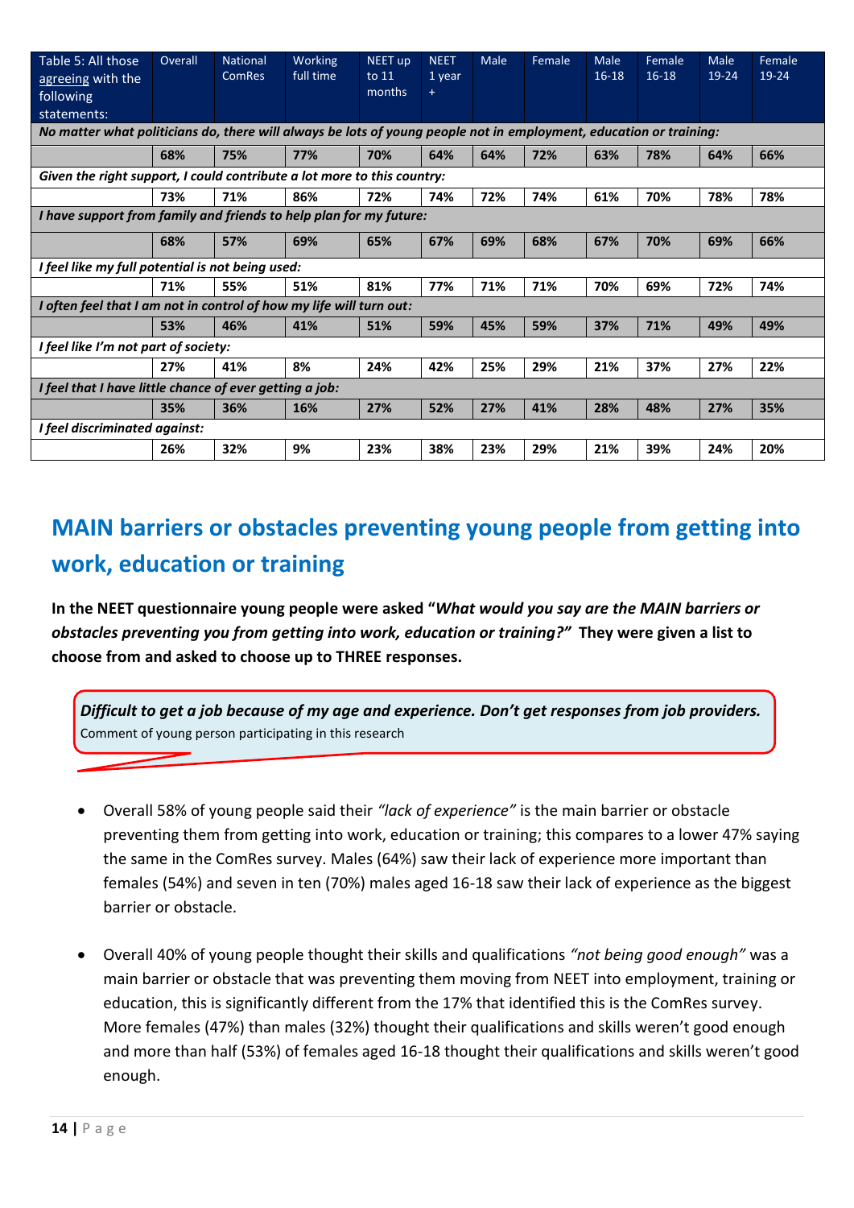| Table 5: All those agreeing with the following statements: | Overall | National ComRes | Working full time | NEET up to 11 months | NEET 1 year + | Male | Female | Male 16-18 | Female 16-18 | Male 19-24 | Female 19-24 |
|---|---|---|---|---|---|---|---|---|---|---|---|
| ***No matter what politicians do, there will always be lots of young people not in employment, education or training:*** | | | | | | | | | | | |
| | **68%** | **75%** | **77%** | **70%** | **64%** | **64%** | **72%** | **63%** | **78%** | **64%** | **66%** |
| ***Given the right support, I could contribute a lot more to this country:*** | | | | | | | | | | | |
| | **73%** | **71%** | **86%** | **72%** | **74%** | **72%** | **74%** | **61%** | **70%** | **78%** | **78%** |
| ***I have support from family and friends to help plan for my future:*** | | | | | | | | | | | |
| | **68%** | **57%** | **69%** | **65%** | **67%** | **69%** | **68%** | **67%** | **70%** | **69%** | **66%** |
| ***I feel like my full potential is not being used:*** | | | | | | | | | | | |
| | **71%** | **55%** | **51%** | **81%** | **77%** | **71%** | **71%** | **70%** | **69%** | **72%** | **74%** |
| ***I often feel that I am not in control of how my life will turn out:*** | | | | | | | | | | | |
| | **53%** | **46%** | **41%** | **51%** | **59%** | **45%** | **59%** | **37%** | **71%** | **49%** | **49%** |
| ***I feel like I'm not part of society:*** | | | | | | | | | | | |
| | **27%** | **41%** | **8%** | **24%** | **42%** | **25%** | **29%** | **21%** | **37%** | **27%** | **22%** |
| ***I feel that I have little chance of ever getting a job:*** | | | | | | | | | | | |
| | **35%** | **36%** | **16%** | **27%** | **52%** | **27%** | **41%** | **28%** | **48%** | **27%** | **35%** |
| ***I feel discriminated against:*** | | | | | | | | | | | |
| | **26%** | **32%** | **9%** | **23%** | **38%** | **23%** | **29%** | **21%** | **39%** | **24%** | **20%** |

## MAIN barriers or obstacles preventing young people from getting into work, education or training

**In the NEET questionnaire young people were asked "*What would you say are the MAIN barriers or obstacles preventing you from getting into work, education or training?*" They were given a list to choose from and asked to choose up to THREE responses.**

> ***Difficult to get a job because of my age and experience. Don't get responses from job providers.***
> Comment of young person participating in this research

- Overall 58% of young people said their *"lack of experience"* is the main barrier or obstacle preventing them from getting into work, education or training; this compares to a lower 47% saying the same in the ComRes survey. Males (64%) saw their lack of experience more important than females (54%) and seven in ten (70%) males aged 16-18 saw their lack of experience as the biggest barrier or obstacle.

- Overall 40% of young people thought their skills and qualifications *"not being good enough"* was a main barrier or obstacle that was preventing them moving from NEET into employment, training or education, this is significantly different from the 17% that identified this is the ComRes survey. More females (47%) than males (32%) thought their qualifications and skills weren't good enough and more than half (53%) of females aged 16-18 thought their qualifications and skills weren't good enough.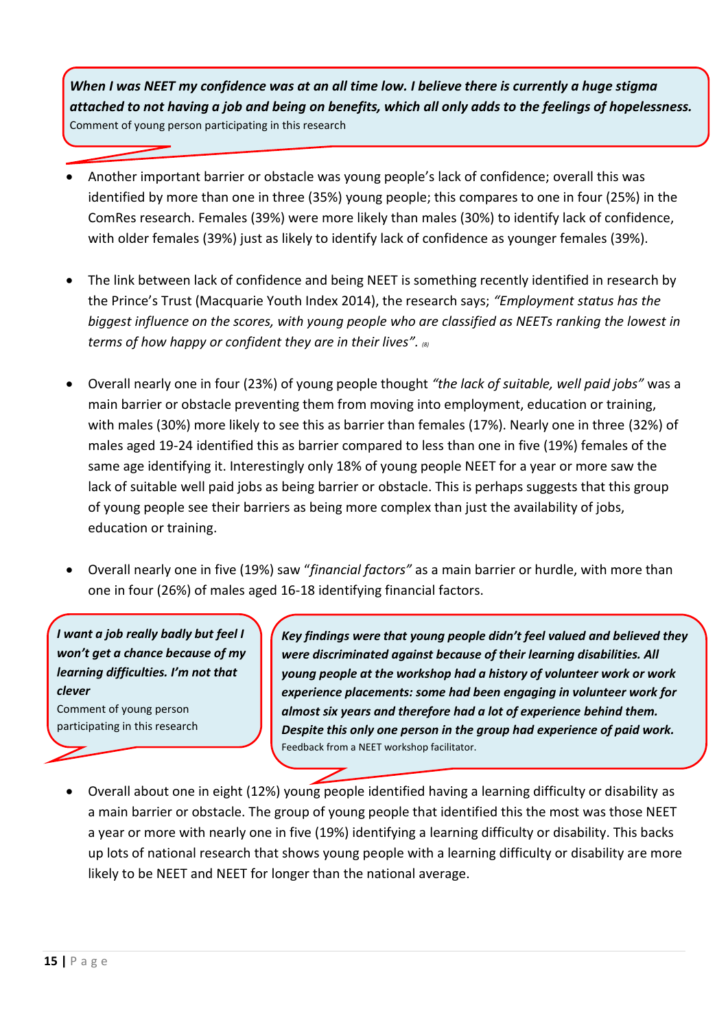> ***When I was NEET my confidence was at an all time low. I believe there is currently a huge stigma attached to not having a job and being on benefits, which all only adds to the feelings of hopelessness.***
> Comment of young person participating in this research

- Another important barrier or obstacle was young people's lack of confidence; overall this was identified by more than one in three (35%) young people; this compares to one in four (25%) in the ComRes research. Females (39%) were more likely than males (30%) to identify lack of confidence, with older females (39%) just as likely to identify lack of confidence as younger females (39%).

- The link between lack of confidence and being NEET is something recently identified in research by the Prince's Trust (Macquarie Youth Index 2014), the research says; *"Employment status has the biggest influence on the scores, with young people who are classified as NEETs ranking the lowest in terms of how happy or confident they are in their lives".* (8)

- Overall nearly one in four (23%) of young people thought *"the lack of suitable, well paid jobs"* was a main barrier or obstacle preventing them from moving into employment, education or training, with males (30%) more likely to see this as barrier than females (17%). Nearly one in three (32%) of males aged 19-24 identified this as barrier compared to less than one in five (19%) females of the same age identifying it. Interestingly only 18% of young people NEET for a year or more saw the lack of suitable well paid jobs as being barrier or obstacle. This is perhaps suggests that this group of young people see their barriers as being more complex than just the availability of jobs, education or training.

- Overall nearly one in five (19%) saw "*financial factors"* as a main barrier or hurdle, with more than one in four (26%) of males aged 16-18 identifying financial factors.

> ***I want a job really badly but feel I won't get a chance because of my learning difficulties. I'm not that clever***
> Comment of young person participating in this research

> ***Key findings were that young people didn't feel valued and believed they were discriminated against because of their learning disabilities. All young people at the workshop had a history of volunteer work or work experience placements: some had been engaging in volunteer work for almost six years and therefore had a lot of experience behind them. Despite this only one person in the group had experience of paid work.***
> Feedback from a NEET workshop facilitator.

- Overall about one in eight (12%) young people identified having a learning difficulty or disability as a main barrier or obstacle. The group of young people that identified this the most was those NEET a year or more with nearly one in five (19%) identifying a learning difficulty or disability. This backs up lots of national research that shows young people with a learning difficulty or disability are more likely to be NEET and NEET for longer than the national average.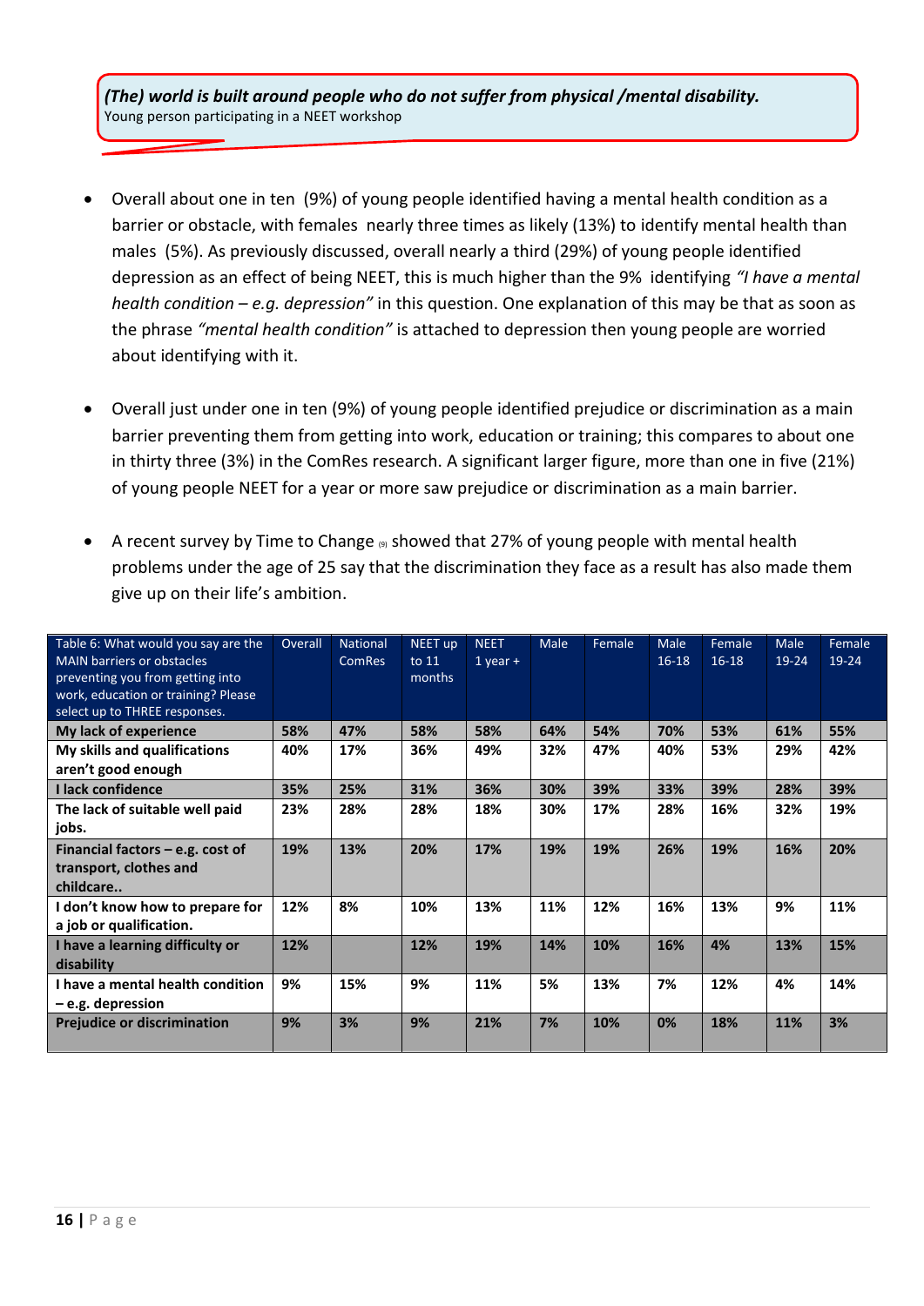***(The) world is built around people who do not suffer from physical /mental disability.***
Young person participating in a NEET workshop

- Overall about one in ten (9%) of young people identified having a mental health condition as a barrier or obstacle, with females nearly three times as likely (13%) to identify mental health than males (5%). As previously discussed, overall nearly a third (29%) of young people identified depression as an effect of being NEET, this is much higher than the 9% identifying *"I have a mental health condition – e.g. depression"* in this question. One explanation of this may be that as soon as the phrase *"mental health condition"* is attached to depression then young people are worried about identifying with it.

- Overall just under one in ten (9%) of young people identified prejudice or discrimination as a main barrier preventing them from getting into work, education or training; this compares to about one in thirty three (3%) in the ComRes research. A significant larger figure, more than one in five (21%) of young people NEET for a year or more saw prejudice or discrimination as a main barrier.

- A recent survey by Time to Change [9] showed that 27% of young people with mental health problems under the age of 25 say that the discrimination they face as a result has also made them give up on their life's ambition.

| Table 6: What would you say are the MAIN barriers or obstacles preventing you from getting into work, education or training? Please select up to THREE responses. | Overall | National ComRes | NEET up to 11 months | NEET 1 year + | Male | Female | Male 16-18 | Female 16-18 | Male 19-24 | Female 19-24 |
|---|---|---|---|---|---|---|---|---|---|---|
| **My lack of experience** | **58%** | **47%** | **58%** | **58%** | **64%** | **54%** | **70%** | **53%** | **61%** | **55%** |
| **My skills and qualifications aren't good enough** | **40%** | **17%** | **36%** | **49%** | **32%** | **47%** | **40%** | **53%** | **29%** | **42%** |
| **I lack confidence** | **35%** | **25%** | **31%** | **36%** | **30%** | **39%** | **33%** | **39%** | **28%** | **39%** |
| **The lack of suitable well paid jobs.** | **23%** | **28%** | **28%** | **18%** | **30%** | **17%** | **28%** | **16%** | **32%** | **19%** |
| **Financial factors – e.g. cost of transport, clothes and childcare..** | **19%** | **13%** | **20%** | **17%** | **19%** | **19%** | **26%** | **19%** | **16%** | **20%** |
| **I don't know how to prepare for a job or qualification.** | **12%** | **8%** | **10%** | **13%** | **11%** | **12%** | **16%** | **13%** | **9%** | **11%** |
| **I have a learning difficulty or disability** | **12%** | | **12%** | **19%** | **14%** | **10%** | **16%** | **4%** | **13%** | **15%** |
| **I have a mental health condition – e.g. depression** | **9%** | **15%** | **9%** | **11%** | **5%** | **13%** | **7%** | **12%** | **4%** | **14%** |
| **Prejudice or discrimination** | **9%** | **3%** | **9%** | **21%** | **7%** | **10%** | **0%** | **18%** | **11%** | **3%** |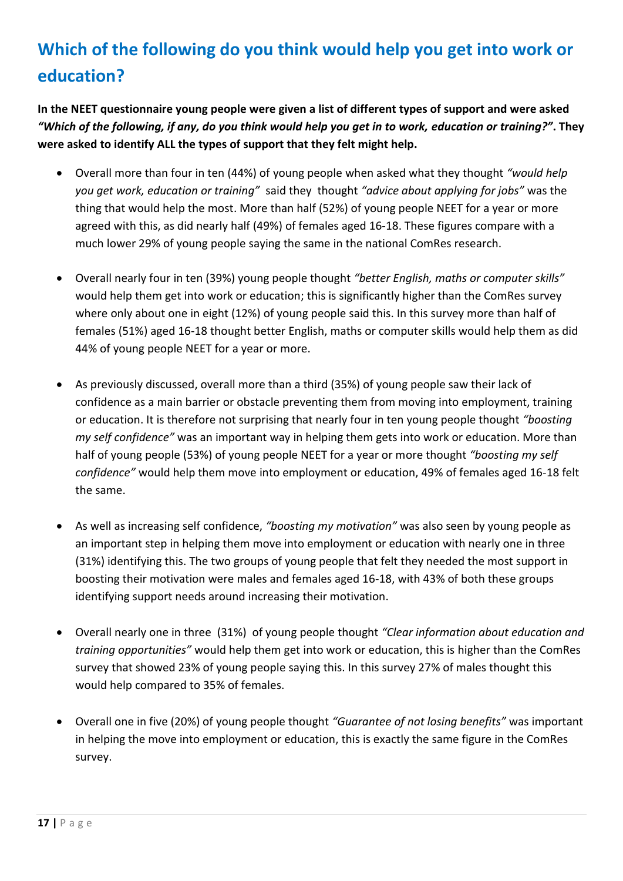## Which of the following do you think would help you get into work or education?

**In the NEET questionnaire young people were given a list of different types of support and were asked *"Which of the following, if any, do you think would help you get in to work, education or training?"*. They were asked to identify ALL the types of support that they felt might help.**

- Overall more than four in ten (44%) of young people when asked what they thought *"would help you get work, education or training"* said they thought *"advice about applying for jobs"* was the thing that would help the most. More than half (52%) of young people NEET for a year or more agreed with this, as did nearly half (49%) of females aged 16-18. These figures compare with a much lower 29% of young people saying the same in the national ComRes research.

- Overall nearly four in ten (39%) young people thought *"better English, maths or computer skills"* would help them get into work or education; this is significantly higher than the ComRes survey where only about one in eight (12%) of young people said this. In this survey more than half of females (51%) aged 16-18 thought better English, maths or computer skills would help them as did 44% of young people NEET for a year or more.

- As previously discussed, overall more than a third (35%) of young people saw their lack of confidence as a main barrier or obstacle preventing them from moving into employment, training or education. It is therefore not surprising that nearly four in ten young people thought *"boosting my self confidence"* was an important way in helping them gets into work or education. More than half of young people (53%) of young people NEET for a year or more thought *"boosting my self confidence"* would help them move into employment or education, 49% of females aged 16-18 felt the same.

- As well as increasing self confidence, *"boosting my motivation"* was also seen by young people as an important step in helping them move into employment or education with nearly one in three (31%) identifying this. The two groups of young people that felt they needed the most support in boosting their motivation were males and females aged 16-18, with 43% of both these groups identifying support needs around increasing their motivation.

- Overall nearly one in three (31%) of young people thought *"Clear information about education and training opportunities"* would help them get into work or education, this is higher than the ComRes survey that showed 23% of young people saying this. In this survey 27% of males thought this would help compared to 35% of females.

- Overall one in five (20%) of young people thought *"Guarantee of not losing benefits"* was important in helping the move into employment or education, this is exactly the same figure in the ComRes survey.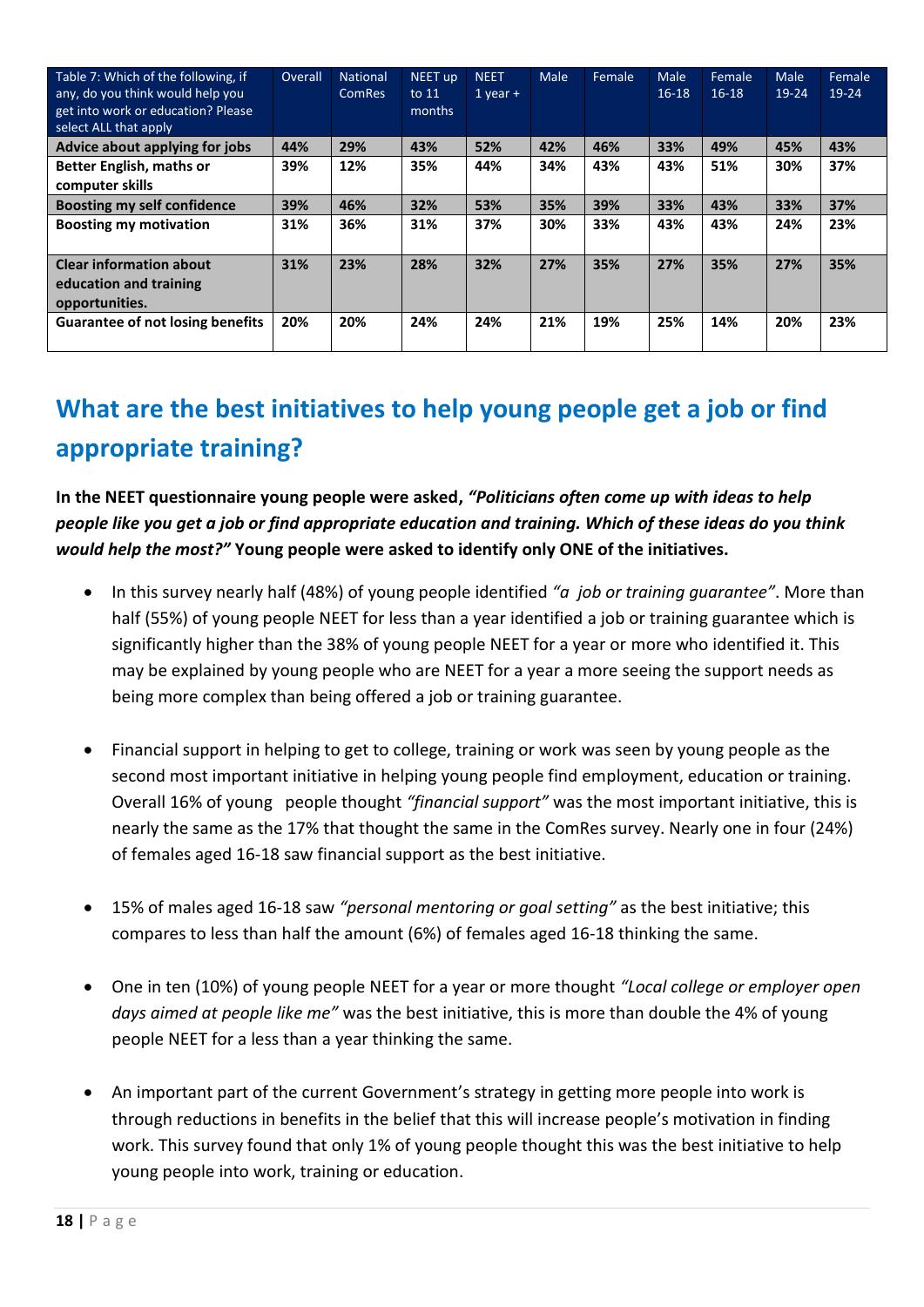| Table 7: Which of the following, if any, do you think would help you get into work or education? Please select ALL that apply | Overall | National ComRes | NEET up to 11 months | NEET 1 year + | Male | Female | Male 16-18 | Female 16-18 | Male 19-24 | Female 19-24 |
|---|---|---|---|---|---|---|---|---|---|---|
| **Advice about applying for jobs** | **44%** | **29%** | **43%** | **52%** | **42%** | **46%** | **33%** | **49%** | **45%** | **43%** |
| **Better English, maths or computer skills** | **39%** | **12%** | **35%** | **44%** | **34%** | **43%** | **43%** | **51%** | **30%** | **37%** |
| **Boosting my self confidence** | **39%** | **46%** | **32%** | **53%** | **35%** | **39%** | **33%** | **43%** | **33%** | **37%** |
| **Boosting my motivation** | **31%** | **36%** | **31%** | **37%** | **30%** | **33%** | **43%** | **43%** | **24%** | **23%** |
| **Clear information about education and training opportunities.** | **31%** | **23%** | **28%** | **32%** | **27%** | **35%** | **27%** | **35%** | **27%** | **35%** |
| **Guarantee of not losing benefits** | **20%** | **20%** | **24%** | **24%** | **21%** | **19%** | **25%** | **14%** | **20%** | **23%** |

## What are the best initiatives to help young people get a job or find appropriate training?

**In the NEET questionnaire young people were asked, *"Politicians often come up with ideas to help people like you get a job or find appropriate education and training. Which of these ideas do you think would help the most?"* Young people were asked to identify only ONE of the initiatives.**

- In this survey nearly half (48%) of young people identified *"a job or training guarantee"*. More than half (55%) of young people NEET for less than a year identified a job or training guarantee which is significantly higher than the 38% of young people NEET for a year or more who identified it. This may be explained by young people who are NEET for a year a more seeing the support needs as being more complex than being offered a job or training guarantee.

- Financial support in helping to get to college, training or work was seen by young people as the second most important initiative in helping young people find employment, education or training. Overall 16% of young people thought *"financial support"* was the most important initiative, this is nearly the same as the 17% that thought the same in the ComRes survey. Nearly one in four (24%) of females aged 16-18 saw financial support as the best initiative.

- 15% of males aged 16-18 saw *"personal mentoring or goal setting"* as the best initiative; this compares to less than half the amount (6%) of females aged 16-18 thinking the same.

- One in ten (10%) of young people NEET for a year or more thought *"Local college or employer open days aimed at people like me"* was the best initiative, this is more than double the 4% of young people NEET for a less than a year thinking the same.

- An important part of the current Government's strategy in getting more people into work is through reductions in benefits in the belief that this will increase people's motivation in finding work. This survey found that only 1% of young people thought this was the best initiative to help young people into work, training or education.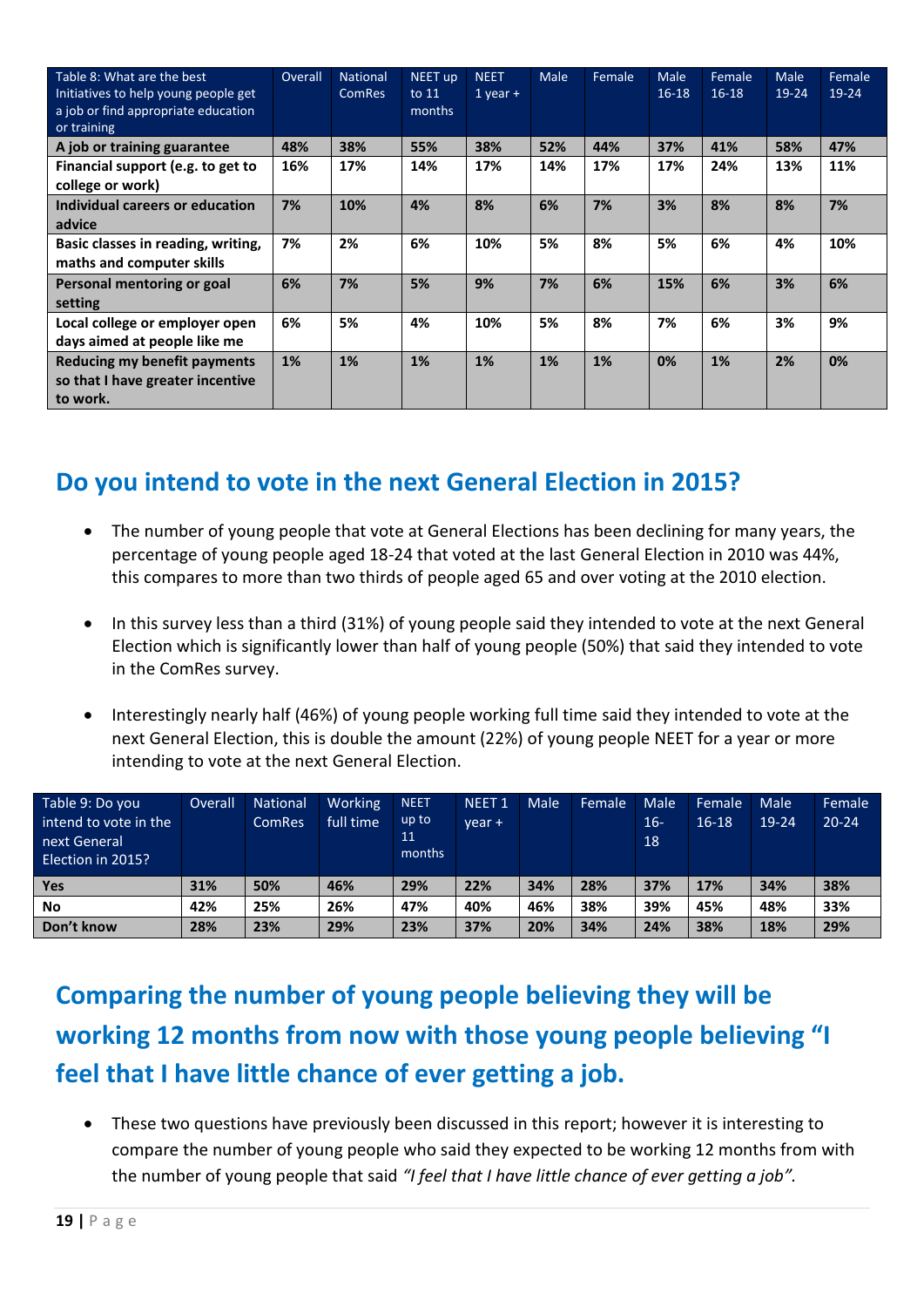| Table 8: What are the best Initiatives to help young people get a job or find appropriate education or training | Overall | National ComRes | NEET up to 11 months | NEET 1 year + | Male | Female | Male 16-18 | Female 16-18 | Male 19-24 | Female 19-24 |
|---|---|---|---|---|---|---|---|---|---|---|
| **A job or training guarantee** | **48%** | **38%** | **55%** | **38%** | **52%** | **44%** | **37%** | **41%** | **58%** | **47%** |
| **Financial support (e.g. to get to college or work)** | **16%** | **17%** | **14%** | **17%** | **14%** | **17%** | **17%** | **24%** | **13%** | **11%** |
| **Individual careers or education advice** | **7%** | **10%** | **4%** | **8%** | **6%** | **7%** | **3%** | **8%** | **8%** | **7%** |
| **Basic classes in reading, writing, maths and computer skills** | **7%** | **2%** | **6%** | **10%** | **5%** | **8%** | **5%** | **6%** | **4%** | **10%** |
| **Personal mentoring or goal setting** | **6%** | **7%** | **5%** | **9%** | **7%** | **6%** | **15%** | **6%** | **3%** | **6%** |
| **Local college or employer open days aimed at people like me** | **6%** | **5%** | **4%** | **10%** | **5%** | **8%** | **7%** | **6%** | **3%** | **9%** |
| **Reducing my benefit payments so that I have greater incentive to work.** | **1%** | **1%** | **1%** | **1%** | **1%** | **1%** | **0%** | **1%** | **2%** | **0%** |

## Do you intend to vote in the next General Election in 2015?

- The number of young people that vote at General Elections has been declining for many years, the percentage of young people aged 18-24 that voted at the last General Election in 2010 was 44%, this compares to more than two thirds of people aged 65 and over voting at the 2010 election.
- In this survey less than a third (31%) of young people said they intended to vote at the next General Election which is significantly lower than half of young people (50%) that said they intended to vote in the ComRes survey.
- Interestingly nearly half (46%) of young people working full time said they intended to vote at the next General Election, this is double the amount (22%) of young people NEET for a year or more intending to vote at the next General Election.

| Table 9: Do you intend to vote in the next General Election in 2015? | Overall | National ComRes | Working full time | NEET up to 11 months | NEET 1 year + | Male | Female | Male 16-18 | Female 16-18 | Male 19-24 | Female 20-24 |
|---|---|---|---|---|---|---|---|---|---|---|---|
| **Yes** | **31%** | **50%** | **46%** | **29%** | **22%** | **34%** | **28%** | **37%** | **17%** | **34%** | **38%** |
| **No** | **42%** | **25%** | **26%** | **47%** | **40%** | **46%** | **38%** | **39%** | **45%** | **48%** | **33%** |
| **Don't know** | **28%** | **23%** | **29%** | **23%** | **37%** | **20%** | **34%** | **24%** | **38%** | **18%** | **29%** |

## Comparing the number of young people believing they will be working 12 months from now with those young people believing "I feel that I have little chance of ever getting a job.

- These two questions have previously been discussed in this report; however it is interesting to compare the number of young people who said they expected to be working 12 months from with the number of young people that said *"I feel that I have little chance of ever getting a job".*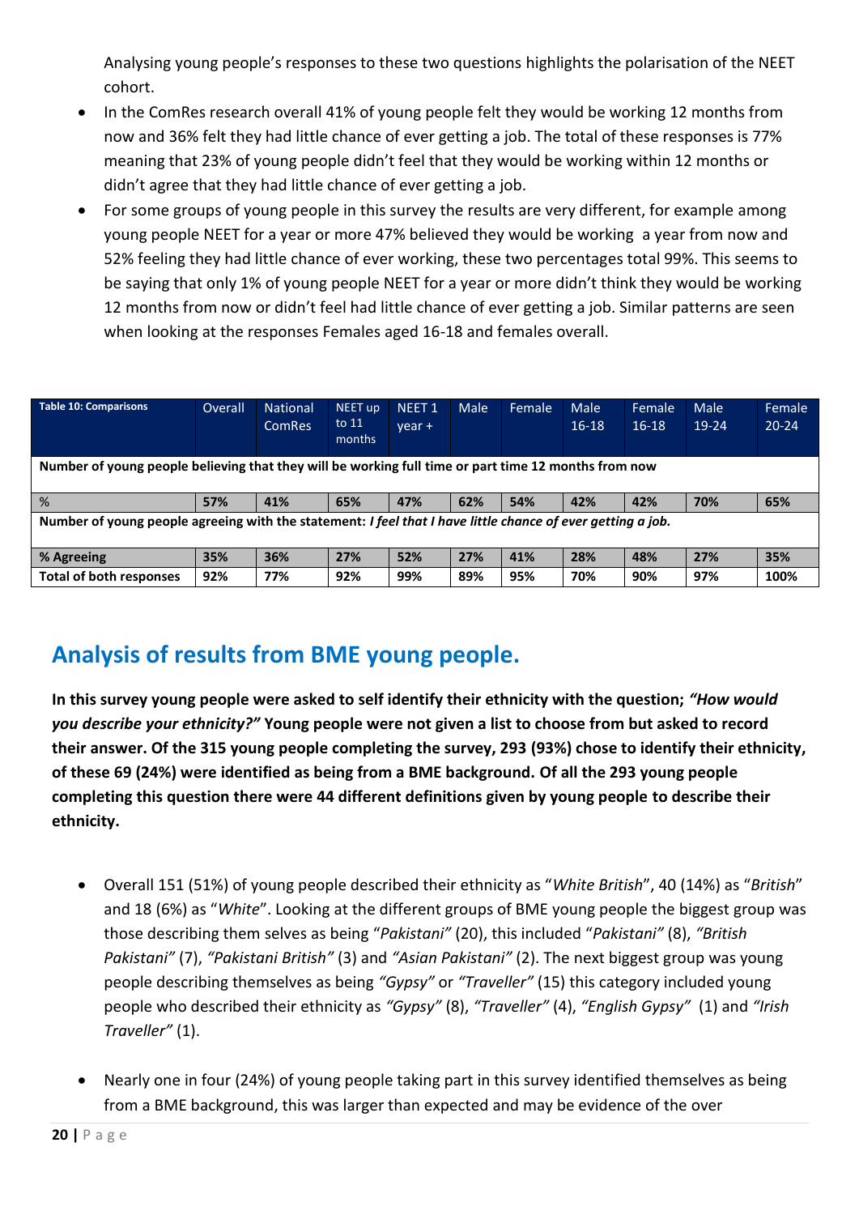Analysing young people's responses to these two questions highlights the polarisation of the NEET cohort.

- In the ComRes research overall 41% of young people felt they would be working 12 months from now and 36% felt they had little chance of ever getting a job. The total of these responses is 77% meaning that 23% of young people didn't feel that they would be working within 12 months or didn't agree that they had little chance of ever getting a job.
- For some groups of young people in this survey the results are very different, for example among young people NEET for a year or more 47% believed they would be working a year from now and 52% feeling they had little chance of ever working, these two percentages total 99%. This seems to be saying that only 1% of young people NEET for a year or more didn't think they would be working 12 months from now or didn't feel had little chance of ever getting a job. Similar patterns are seen when looking at the responses Females aged 16-18 and females overall.

| **Table 10: Comparisons** | Overall | National ComRes | NEET up to 11 months | NEET 1 year + | Male | Female | Male 16-18 | Female 16-18 | Male 19-24 | Female 20-24 |
|---|---|---|---|---|---|---|---|---|---|---|
| **Number of young people believing that they will be working full time or part time 12 months from now** | | | | | | | | | | |
| % | **57%** | **41%** | **65%** | **47%** | **62%** | **54%** | **42%** | **42%** | **70%** | **65%** |
| **Number of young people agreeing with the statement: *I feel that I have little chance of ever getting a job.*** | | | | | | | | | | |
| **% Agreeing** | **35%** | **36%** | **27%** | **52%** | **27%** | **41%** | **28%** | **48%** | **27%** | **35%** |
| **Total of both responses** | **92%** | **77%** | **92%** | **99%** | **89%** | **95%** | **70%** | **90%** | **97%** | **100%** |

## Analysis of results from BME young people.

**In this survey young people were asked to self identify their ethnicity with the question; *"How would you describe your ethnicity?"* Young people were not given a list to choose from but asked to record their answer. Of the 315 young people completing the survey, 293 (93%) chose to identify their ethnicity, of these 69 (24%) were identified as being from a BME background. Of all the 293 young people completing this question there were 44 different definitions given by young people to describe their ethnicity.**

- Overall 151 (51%) of young people described their ethnicity as "*White British*", 40 (14%) as "*British*" and 18 (6%) as "*White*". Looking at the different groups of BME young people the biggest group was those describing them selves as being "*Pakistani"* (20), this included "*Pakistani"* (8), *"British Pakistani"* (7), *"Pakistani British"* (3) and *"Asian Pakistani"* (2). The next biggest group was young people describing themselves as being *"Gypsy"* or *"Traveller"* (15) this category included young people who described their ethnicity as *"Gypsy"* (8), *"Traveller"* (4), *"English Gypsy"* (1) and *"Irish Traveller"* (1).

- Nearly one in four (24%) of young people taking part in this survey identified themselves as being from a BME background, this was larger than expected and may be evidence of the over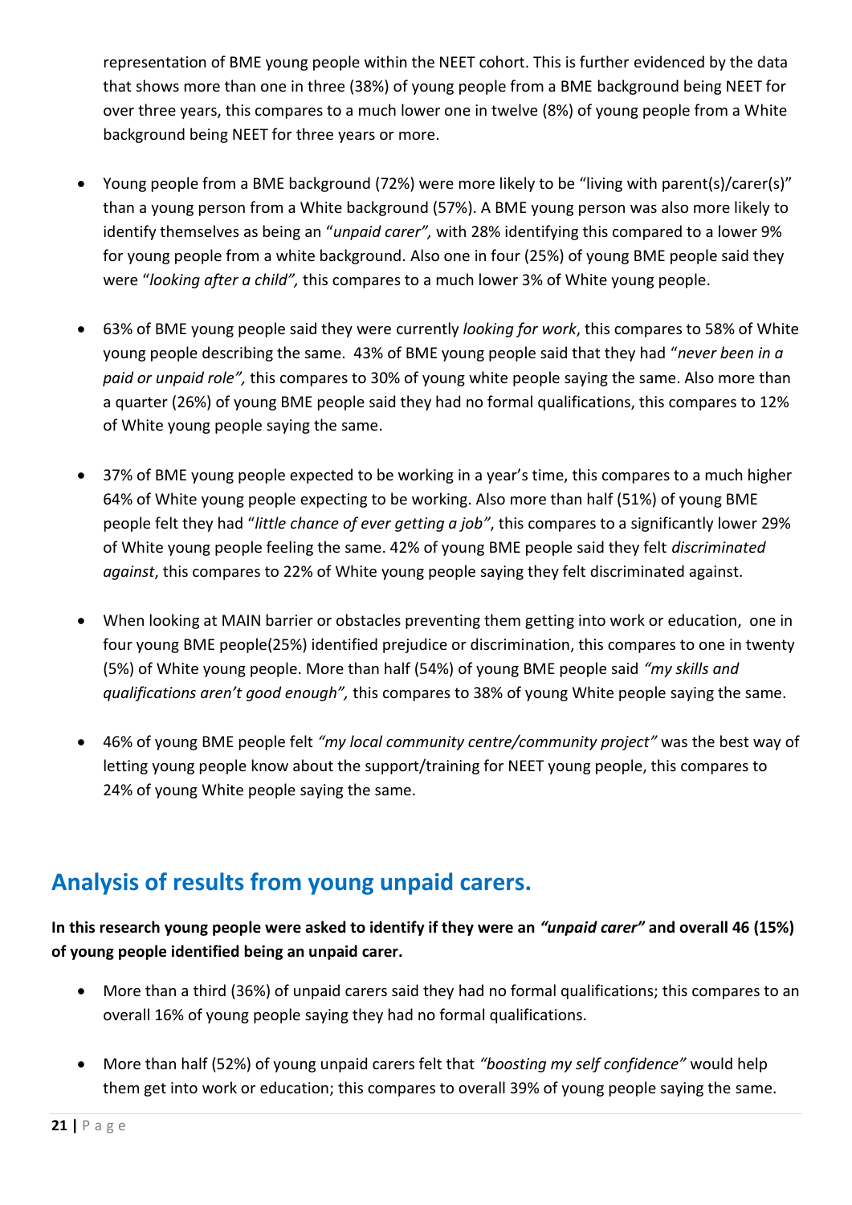representation of BME young people within the NEET cohort. This is further evidenced by the data that shows more than one in three (38%) of young people from a BME background being NEET for over three years, this compares to a much lower one in twelve (8%) of young people from a White background being NEET for three years or more.

- Young people from a BME background (72%) were more likely to be "living with parent(s)/carer(s)" than a young person from a White background (57%). A BME young person was also more likely to identify themselves as being an "*unpaid carer",* with 28% identifying this compared to a lower 9% for young people from a white background. Also one in four (25%) of young BME people said they were "*looking after a child",* this compares to a much lower 3% of White young people.

- 63% of BME young people said they were currently *looking for work*, this compares to 58% of White young people describing the same. 43% of BME young people said that they had "*never been in a paid or unpaid role",* this compares to 30% of young white people saying the same. Also more than a quarter (26%) of young BME people said they had no formal qualifications, this compares to 12% of White young people saying the same.

- 37% of BME young people expected to be working in a year's time, this compares to a much higher 64% of White young people expecting to be working. Also more than half (51%) of young BME people felt they had "*little chance of ever getting a job"*, this compares to a significantly lower 29% of White young people feeling the same. 42% of young BME people said they felt *discriminated against*, this compares to 22% of White young people saying they felt discriminated against.

- When looking at MAIN barrier or obstacles preventing them getting into work or education, one in four young BME people(25%) identified prejudice or discrimination, this compares to one in twenty (5%) of White young people. More than half (54%) of young BME people said *"my skills and qualifications aren't good enough",* this compares to 38% of young White people saying the same.

- 46% of young BME people felt *"my local community centre/community project"* was the best way of letting young people know about the support/training for NEET young people, this compares to 24% of young White people saying the same.

## Analysis of results from young unpaid carers.

**In this research young people were asked to identify if they were an *"unpaid carer"* and overall 46 (15%) of young people identified being an unpaid carer.**

- More than a third (36%) of unpaid carers said they had no formal qualifications; this compares to an overall 16% of young people saying they had no formal qualifications.

- More than half (52%) of young unpaid carers felt that *"boosting my self confidence"* would help them get into work or education; this compares to overall 39% of young people saying the same.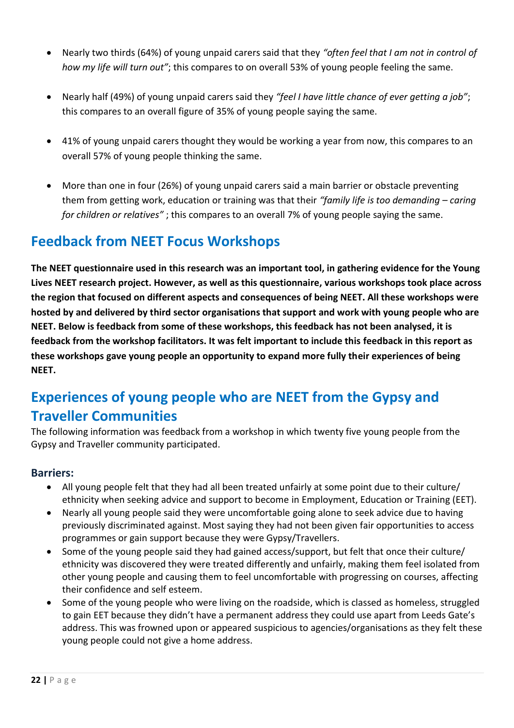- Nearly two thirds (64%) of young unpaid carers said that they *"often feel that I am not in control of how my life will turn out"*; this compares to on overall 53% of young people feeling the same.

- Nearly half (49%) of young unpaid carers said they *"feel I have little chance of ever getting a job"*; this compares to an overall figure of 35% of young people saying the same.

- 41% of young unpaid carers thought they would be working a year from now, this compares to an overall 57% of young people thinking the same.

- More than one in four (26%) of young unpaid carers said a main barrier or obstacle preventing them from getting work, education or training was that their *"family life is too demanding – caring for children or relatives"* ; this compares to an overall 7% of young people saying the same.

## Feedback from NEET Focus Workshops

**The NEET questionnaire used in this research was an important tool, in gathering evidence for the Young Lives NEET research project. However, as well as this questionnaire, various workshops took place across the region that focused on different aspects and consequences of being NEET. All these workshops were hosted by and delivered by third sector organisations that support and work with young people who are NEET. Below is feedback from some of these workshops, this feedback has not been analysed, it is feedback from the workshop facilitators. It was felt important to include this feedback in this report as these workshops gave young people an opportunity to expand more fully their experiences of being NEET.**

## Experiences of young people who are NEET from the Gypsy and Traveller Communities

The following information was feedback from a workshop in which twenty five young people from the Gypsy and Traveller community participated.

### Barriers:

- All young people felt that they had all been treated unfairly at some point due to their culture/ ethnicity when seeking advice and support to become in Employment, Education or Training (EET).
- Nearly all young people said they were uncomfortable going alone to seek advice due to having previously discriminated against. Most saying they had not been given fair opportunities to access programmes or gain support because they were Gypsy/Travellers.
- Some of the young people said they had gained access/support, but felt that once their culture/ ethnicity was discovered they were treated differently and unfairly, making them feel isolated from other young people and causing them to feel uncomfortable with progressing on courses, affecting their confidence and self esteem.
- Some of the young people who were living on the roadside, which is classed as homeless, struggled to gain EET because they didn't have a permanent address they could use apart from Leeds Gate's address. This was frowned upon or appeared suspicious to agencies/organisations as they felt these young people could not give a home address.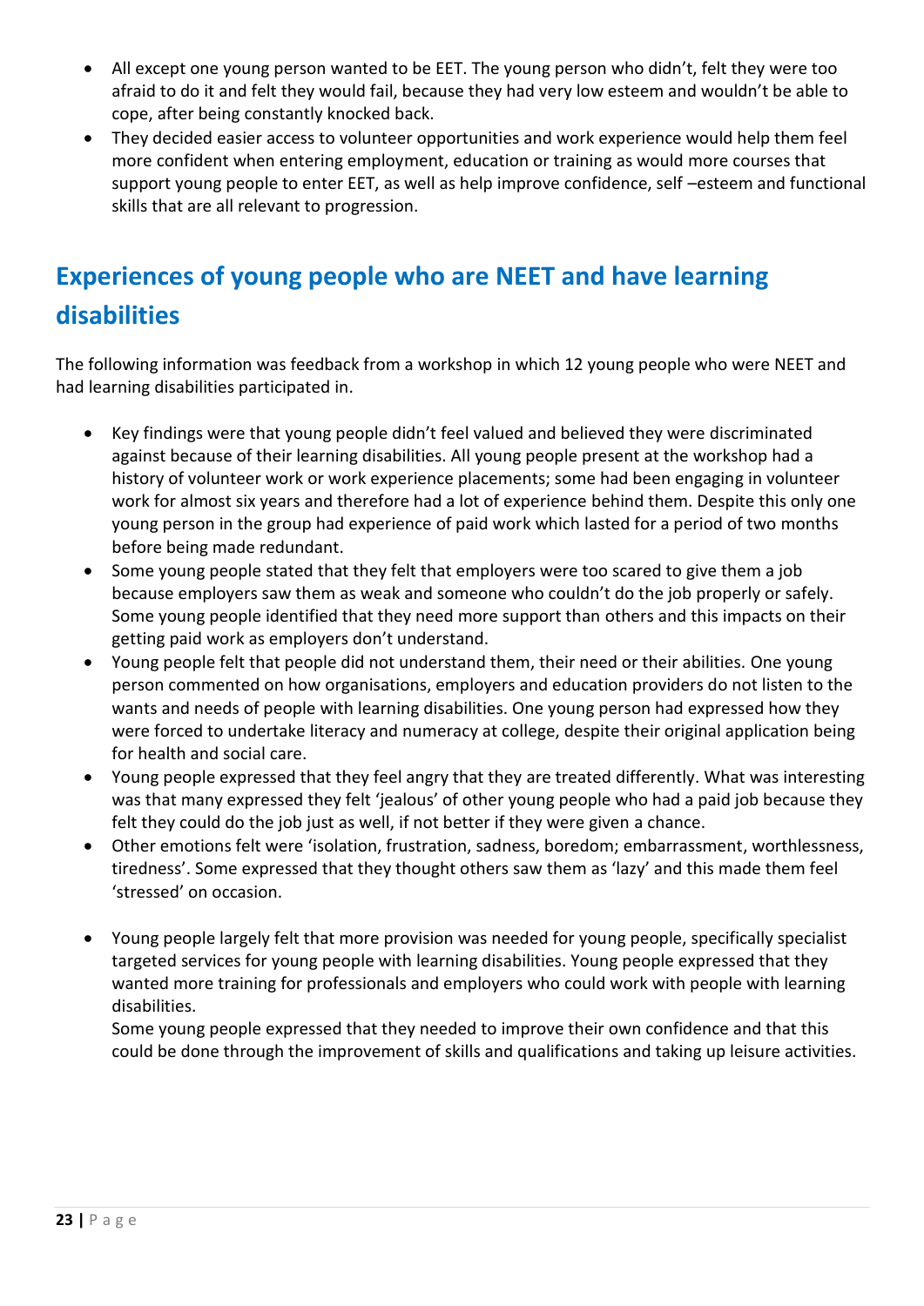- All except one young person wanted to be EET. The young person who didn't, felt they were too afraid to do it and felt they would fail, because they had very low esteem and wouldn't be able to cope, after being constantly knocked back.
- They decided easier access to volunteer opportunities and work experience would help them feel more confident when entering employment, education or training as would more courses that support young people to enter EET, as well as help improve confidence, self –esteem and functional skills that are all relevant to progression.

## Experiences of young people who are NEET and have learning disabilities

The following information was feedback from a workshop in which 12 young people who were NEET and had learning disabilities participated in.

- Key findings were that young people didn't feel valued and believed they were discriminated against because of their learning disabilities. All young people present at the workshop had a history of volunteer work or work experience placements; some had been engaging in volunteer work for almost six years and therefore had a lot of experience behind them. Despite this only one young person in the group had experience of paid work which lasted for a period of two months before being made redundant.
- Some young people stated that they felt that employers were too scared to give them a job because employers saw them as weak and someone who couldn't do the job properly or safely. Some young people identified that they need more support than others and this impacts on their getting paid work as employers don't understand.
- Young people felt that people did not understand them, their need or their abilities. One young person commented on how organisations, employers and education providers do not listen to the wants and needs of people with learning disabilities. One young person had expressed how they were forced to undertake literacy and numeracy at college, despite their original application being for health and social care.
- Young people expressed that they feel angry that they are treated differently. What was interesting was that many expressed they felt 'jealous' of other young people who had a paid job because they felt they could do the job just as well, if not better if they were given a chance.
- Other emotions felt were 'isolation, frustration, sadness, boredom; embarrassment, worthlessness, tiredness'. Some expressed that they thought others saw them as 'lazy' and this made them feel 'stressed' on occasion.
- Young people largely felt that more provision was needed for young people, specifically specialist targeted services for young people with learning disabilities. Young people expressed that they wanted more training for professionals and employers who could work with people with learning disabilities.

  Some young people expressed that they needed to improve their own confidence and that this could be done through the improvement of skills and qualifications and taking up leisure activities.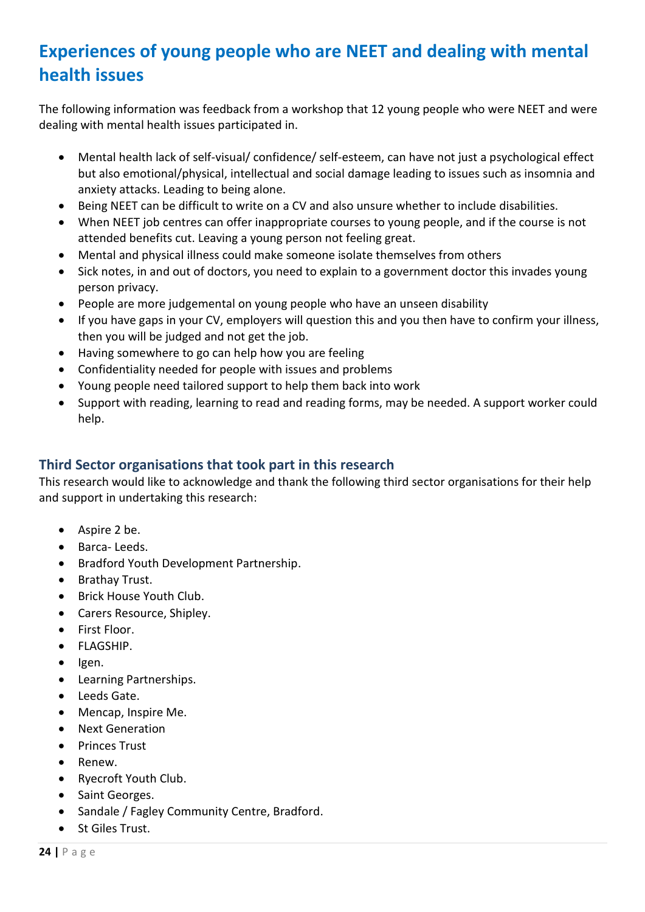# Experiences of young people who are NEET and dealing with mental health issues

The following information was feedback from a workshop that 12 young people who were NEET and were dealing with mental health issues participated in.

- Mental health lack of self-visual/ confidence/ self-esteem, can have not just a psychological effect but also emotional/physical, intellectual and social damage leading to issues such as insomnia and anxiety attacks. Leading to being alone.
- Being NEET can be difficult to write on a CV and also unsure whether to include disabilities.
- When NEET job centres can offer inappropriate courses to young people, and if the course is not attended benefits cut. Leaving a young person not feeling great.
- Mental and physical illness could make someone isolate themselves from others
- Sick notes, in and out of doctors, you need to explain to a government doctor this invades young person privacy.
- People are more judgemental on young people who have an unseen disability
- If you have gaps in your CV, employers will question this and you then have to confirm your illness, then you will be judged and not get the job.
- Having somewhere to go can help how you are feeling
- Confidentiality needed for people with issues and problems
- Young people need tailored support to help them back into work
- Support with reading, learning to read and reading forms, may be needed. A support worker could help.

## Third Sector organisations that took part in this research

This research would like to acknowledge and thank the following third sector organisations for their help and support in undertaking this research:

- Aspire 2 be.
- Barca- Leeds.
- Bradford Youth Development Partnership.
- Brathay Trust.
- Brick House Youth Club.
- Carers Resource, Shipley.
- First Floor.
- FLAGSHIP.
- Igen.
- Learning Partnerships.
- Leeds Gate.
- Mencap, Inspire Me.
- Next Generation
- Princes Trust
- Renew.
- Ryecroft Youth Club.
- Saint Georges.
- Sandale / Fagley Community Centre, Bradford.
- St Giles Trust.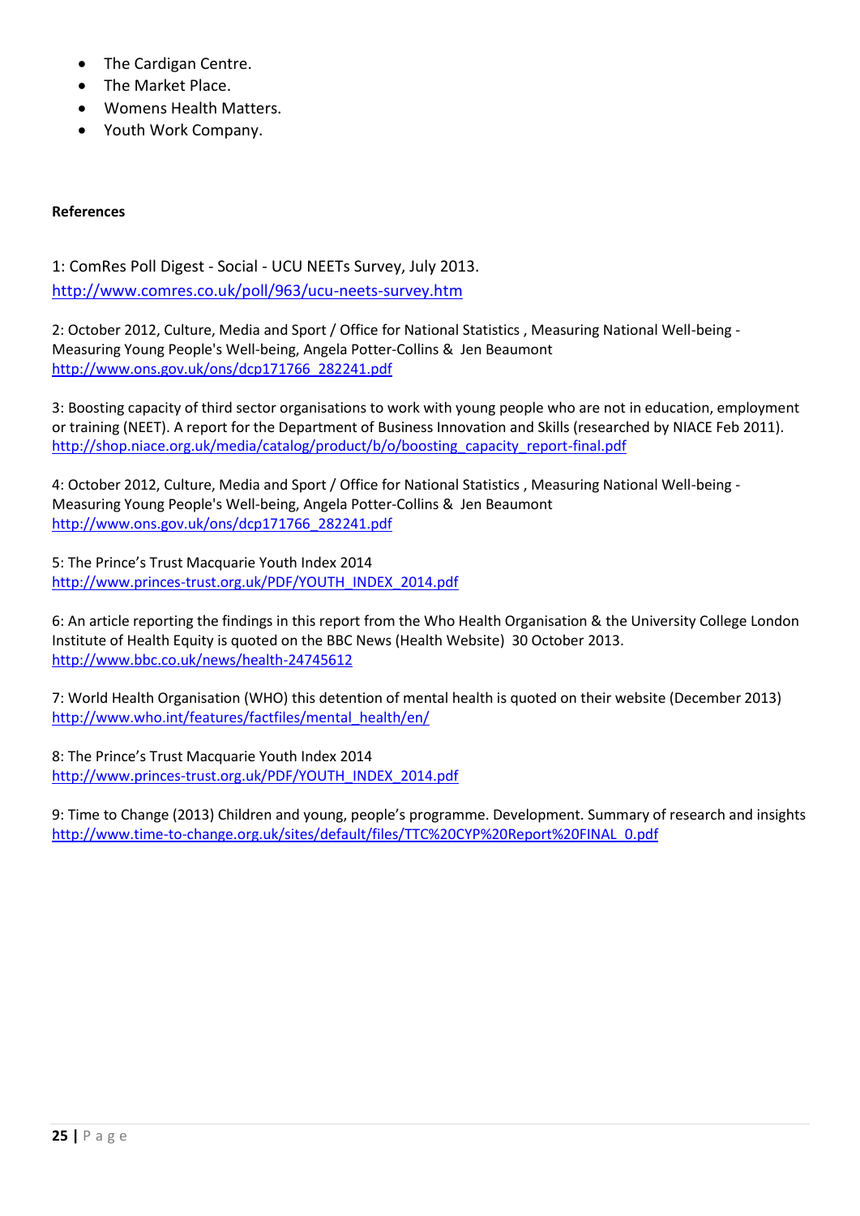- The Cardigan Centre.
- The Market Place.
- Womens Health Matters.
- Youth Work Company.

**References**

1: ComRes Poll Digest - Social - UCU NEETs Survey, July 2013.
http://www.comres.co.uk/poll/963/ucu-neets-survey.htm

2: October 2012, Culture, Media and Sport / Office for National Statistics , Measuring National Well-being - Measuring Young People's Well-being, Angela Potter-Collins & Jen Beaumont
http://www.ons.gov.uk/ons/dcp171766_282241.pdf

3: Boosting capacity of third sector organisations to work with young people who are not in education, employment or training (NEET). A report for the Department of Business Innovation and Skills (researched by NIACE Feb 2011).
http://shop.niace.org.uk/media/catalog/product/b/o/boosting_capacity_report-final.pdf

4: October 2012, Culture, Media and Sport / Office for National Statistics , Measuring National Well-being - Measuring Young People's Well-being, Angela Potter-Collins & Jen Beaumont
http://www.ons.gov.uk/ons/dcp171766_282241.pdf

5: The Prince's Trust Macquarie Youth Index 2014
http://www.princes-trust.org.uk/PDF/YOUTH_INDEX_2014.pdf

6: An article reporting the findings in this report from the Who Health Organisation & the University College London Institute of Health Equity is quoted on the BBC News (Health Website) 30 October 2013.
http://www.bbc.co.uk/news/health-24745612

7: World Health Organisation (WHO) this detention of mental health is quoted on their website (December 2013)
http://www.who.int/features/factfiles/mental_health/en/

8: The Prince's Trust Macquarie Youth Index 2014
http://www.princes-trust.org.uk/PDF/YOUTH_INDEX_2014.pdf

9: Time to Change (2013) Children and young, people's programme. Development. Summary of research and insights
http://www.time-to-change.org.uk/sites/default/files/TTC%20CYP%20Report%20FINAL_0.pdf